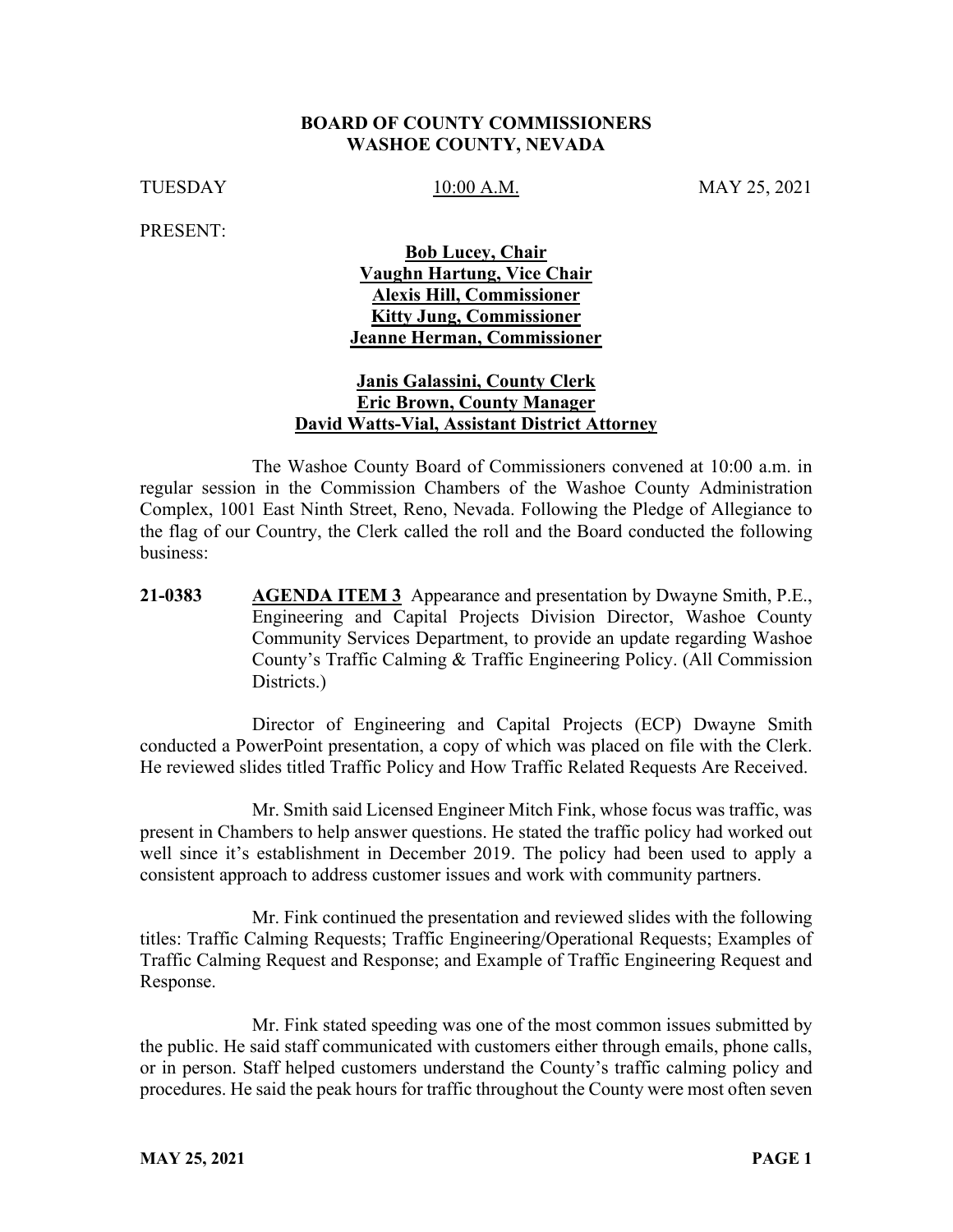**BOARD OF COUNTY COMMISSIONERS**
**WASHOE COUNTY, NEVADA**

TUESDAY 10:00 A.M. MAY 25, 2021

PRESENT:

**Bob Lucey, Chair**
**Vaughn Hartung, Vice Chair**
**Alexis Hill, Commissioner**
**Kitty Jung, Commissioner**
**Jeanne Herman, Commissioner**

**Janis Galassini, County Clerk**
**Eric Brown, County Manager**
**David Watts-Vial, Assistant District Attorney**

The Washoe County Board of Commissioners convened at 10:00 a.m. in regular session in the Commission Chambers of the Washoe County Administration Complex, 1001 East Ninth Street, Reno, Nevada. Following the Pledge of Allegiance to the flag of our Country, the Clerk called the roll and the Board conducted the following business:

**21-0383** **AGENDA ITEM 3** Appearance and presentation by Dwayne Smith, P.E., Engineering and Capital Projects Division Director, Washoe County Community Services Department, to provide an update regarding Washoe County's Traffic Calming & Traffic Engineering Policy. (All Commission Districts.)

Director of Engineering and Capital Projects (ECP) Dwayne Smith conducted a PowerPoint presentation, a copy of which was placed on file with the Clerk. He reviewed slides titled Traffic Policy and How Traffic Related Requests Are Received.

Mr. Smith said Licensed Engineer Mitch Fink, whose focus was traffic, was present in Chambers to help answer questions. He stated the traffic policy had worked out well since it's establishment in December 2019. The policy had been used to apply a consistent approach to address customer issues and work with community partners.

Mr. Fink continued the presentation and reviewed slides with the following titles: Traffic Calming Requests; Traffic Engineering/Operational Requests; Examples of Traffic Calming Request and Response; and Example of Traffic Engineering Request and Response.

Mr. Fink stated speeding was one of the most common issues submitted by the public. He said staff communicated with customers either through emails, phone calls, or in person. Staff helped customers understand the County's traffic calming policy and procedures. He said the peak hours for traffic throughout the County were most often seven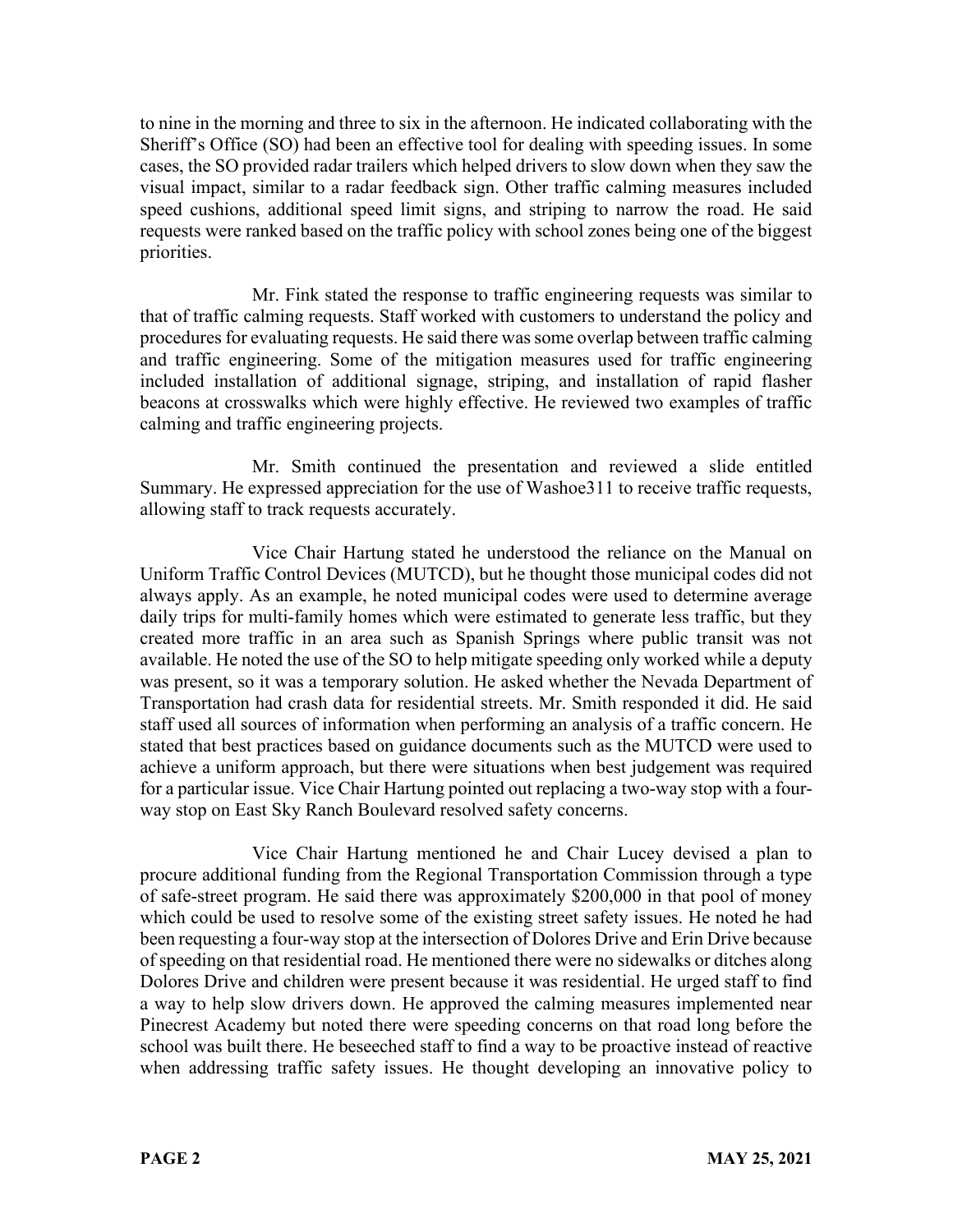to nine in the morning and three to six in the afternoon. He indicated collaborating with the Sheriff's Office (SO) had been an effective tool for dealing with speeding issues. In some cases, the SO provided radar trailers which helped drivers to slow down when they saw the visual impact, similar to a radar feedback sign. Other traffic calming measures included speed cushions, additional speed limit signs, and striping to narrow the road. He said requests were ranked based on the traffic policy with school zones being one of the biggest priorities.

Mr. Fink stated the response to traffic engineering requests was similar to that of traffic calming requests. Staff worked with customers to understand the policy and procedures for evaluating requests. He said there was some overlap between traffic calming and traffic engineering. Some of the mitigation measures used for traffic engineering included installation of additional signage, striping, and installation of rapid flasher beacons at crosswalks which were highly effective. He reviewed two examples of traffic calming and traffic engineering projects.

Mr. Smith continued the presentation and reviewed a slide entitled Summary. He expressed appreciation for the use of Washoe311 to receive traffic requests, allowing staff to track requests accurately.

Vice Chair Hartung stated he understood the reliance on the Manual on Uniform Traffic Control Devices (MUTCD), but he thought those municipal codes did not always apply. As an example, he noted municipal codes were used to determine average daily trips for multi-family homes which were estimated to generate less traffic, but they created more traffic in an area such as Spanish Springs where public transit was not available. He noted the use of the SO to help mitigate speeding only worked while a deputy was present, so it was a temporary solution. He asked whether the Nevada Department of Transportation had crash data for residential streets. Mr. Smith responded it did. He said staff used all sources of information when performing an analysis of a traffic concern. He stated that best practices based on guidance documents such as the MUTCD were used to achieve a uniform approach, but there were situations when best judgement was required for a particular issue. Vice Chair Hartung pointed out replacing a two-way stop with a four-way stop on East Sky Ranch Boulevard resolved safety concerns.

Vice Chair Hartung mentioned he and Chair Lucey devised a plan to procure additional funding from the Regional Transportation Commission through a type of safe-street program. He said there was approximately $200,000 in that pool of money which could be used to resolve some of the existing street safety issues. He noted he had been requesting a four-way stop at the intersection of Dolores Drive and Erin Drive because of speeding on that residential road. He mentioned there were no sidewalks or ditches along Dolores Drive and children were present because it was residential. He urged staff to find a way to help slow drivers down. He approved the calming measures implemented near Pinecrest Academy but noted there were speeding concerns on that road long before the school was built there. He beseeched staff to find a way to be proactive instead of reactive when addressing traffic safety issues. He thought developing an innovative policy to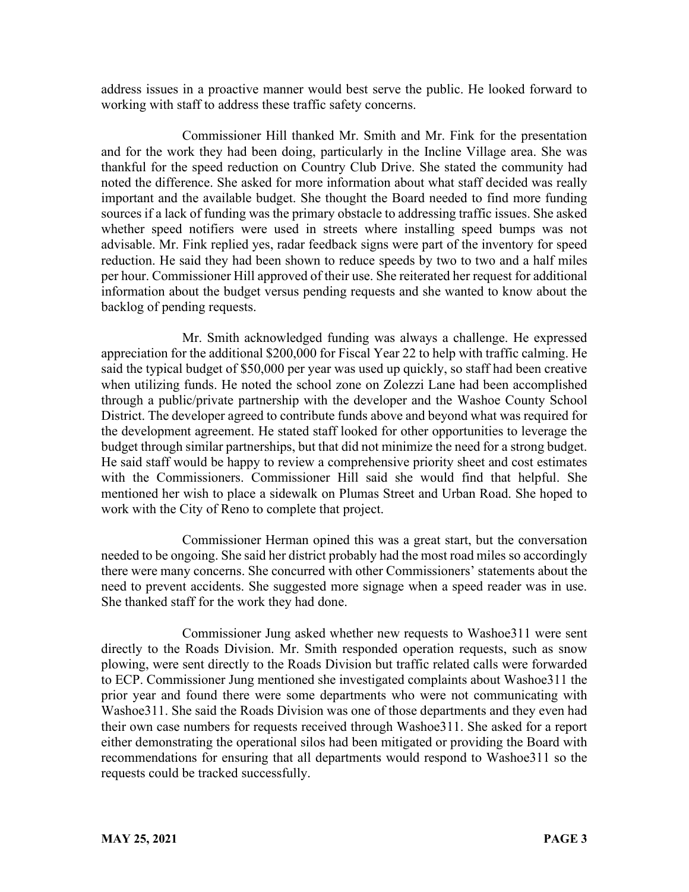address issues in a proactive manner would best serve the public. He looked forward to working with staff to address these traffic safety concerns.

Commissioner Hill thanked Mr. Smith and Mr. Fink for the presentation and for the work they had been doing, particularly in the Incline Village area. She was thankful for the speed reduction on Country Club Drive. She stated the community had noted the difference. She asked for more information about what staff decided was really important and the available budget. She thought the Board needed to find more funding sources if a lack of funding was the primary obstacle to addressing traffic issues. She asked whether speed notifiers were used in streets where installing speed bumps was not advisable. Mr. Fink replied yes, radar feedback signs were part of the inventory for speed reduction. He said they had been shown to reduce speeds by two to two and a half miles per hour. Commissioner Hill approved of their use. She reiterated her request for additional information about the budget versus pending requests and she wanted to know about the backlog of pending requests.

Mr. Smith acknowledged funding was always a challenge. He expressed appreciation for the additional $200,000 for Fiscal Year 22 to help with traffic calming. He said the typical budget of $50,000 per year was used up quickly, so staff had been creative when utilizing funds. He noted the school zone on Zolezzi Lane had been accomplished through a public/private partnership with the developer and the Washoe County School District. The developer agreed to contribute funds above and beyond what was required for the development agreement. He stated staff looked for other opportunities to leverage the budget through similar partnerships, but that did not minimize the need for a strong budget. He said staff would be happy to review a comprehensive priority sheet and cost estimates with the Commissioners. Commissioner Hill said she would find that helpful. She mentioned her wish to place a sidewalk on Plumas Street and Urban Road. She hoped to work with the City of Reno to complete that project.

Commissioner Herman opined this was a great start, but the conversation needed to be ongoing. She said her district probably had the most road miles so accordingly there were many concerns. She concurred with other Commissioners' statements about the need to prevent accidents. She suggested more signage when a speed reader was in use. She thanked staff for the work they had done.

Commissioner Jung asked whether new requests to Washoe311 were sent directly to the Roads Division. Mr. Smith responded operation requests, such as snow plowing, were sent directly to the Roads Division but traffic related calls were forwarded to ECP. Commissioner Jung mentioned she investigated complaints about Washoe311 the prior year and found there were some departments who were not communicating with Washoe311. She said the Roads Division was one of those departments and they even had their own case numbers for requests received through Washoe311. She asked for a report either demonstrating the operational silos had been mitigated or providing the Board with recommendations for ensuring that all departments would respond to Washoe311 so the requests could be tracked successfully.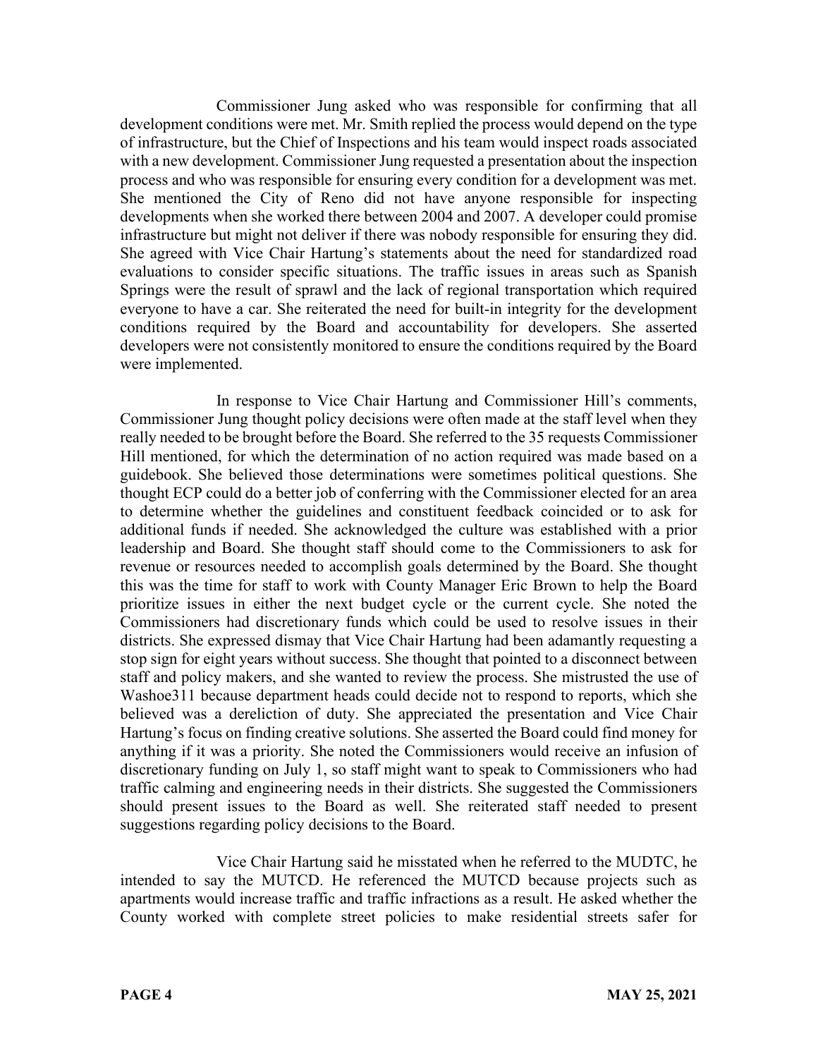Commissioner Jung asked who was responsible for confirming that all development conditions were met. Mr. Smith replied the process would depend on the type of infrastructure, but the Chief of Inspections and his team would inspect roads associated with a new development. Commissioner Jung requested a presentation about the inspection process and who was responsible for ensuring every condition for a development was met. She mentioned the City of Reno did not have anyone responsible for inspecting developments when she worked there between 2004 and 2007. A developer could promise infrastructure but might not deliver if there was nobody responsible for ensuring they did. She agreed with Vice Chair Hartung's statements about the need for standardized road evaluations to consider specific situations. The traffic issues in areas such as Spanish Springs were the result of sprawl and the lack of regional transportation which required everyone to have a car. She reiterated the need for built-in integrity for the development conditions required by the Board and accountability for developers. She asserted developers were not consistently monitored to ensure the conditions required by the Board were implemented.

In response to Vice Chair Hartung and Commissioner Hill's comments, Commissioner Jung thought policy decisions were often made at the staff level when they really needed to be brought before the Board. She referred to the 35 requests Commissioner Hill mentioned, for which the determination of no action required was made based on a guidebook. She believed those determinations were sometimes political questions. She thought ECP could do a better job of conferring with the Commissioner elected for an area to determine whether the guidelines and constituent feedback coincided or to ask for additional funds if needed. She acknowledged the culture was established with a prior leadership and Board. She thought staff should come to the Commissioners to ask for revenue or resources needed to accomplish goals determined by the Board. She thought this was the time for staff to work with County Manager Eric Brown to help the Board prioritize issues in either the next budget cycle or the current cycle. She noted the Commissioners had discretionary funds which could be used to resolve issues in their districts. She expressed dismay that Vice Chair Hartung had been adamantly requesting a stop sign for eight years without success. She thought that pointed to a disconnect between staff and policy makers, and she wanted to review the process. She mistrusted the use of Washoe311 because department heads could decide not to respond to reports, which she believed was a dereliction of duty. She appreciated the presentation and Vice Chair Hartung's focus on finding creative solutions. She asserted the Board could find money for anything if it was a priority. She noted the Commissioners would receive an infusion of discretionary funding on July 1, so staff might want to speak to Commissioners who had traffic calming and engineering needs in their districts. She suggested the Commissioners should present issues to the Board as well. She reiterated staff needed to present suggestions regarding policy decisions to the Board.

Vice Chair Hartung said he misstated when he referred to the MUDTC, he intended to say the MUTCD. He referenced the MUTCD because projects such as apartments would increase traffic and traffic infractions as a result. He asked whether the County worked with complete street policies to make residential streets safer for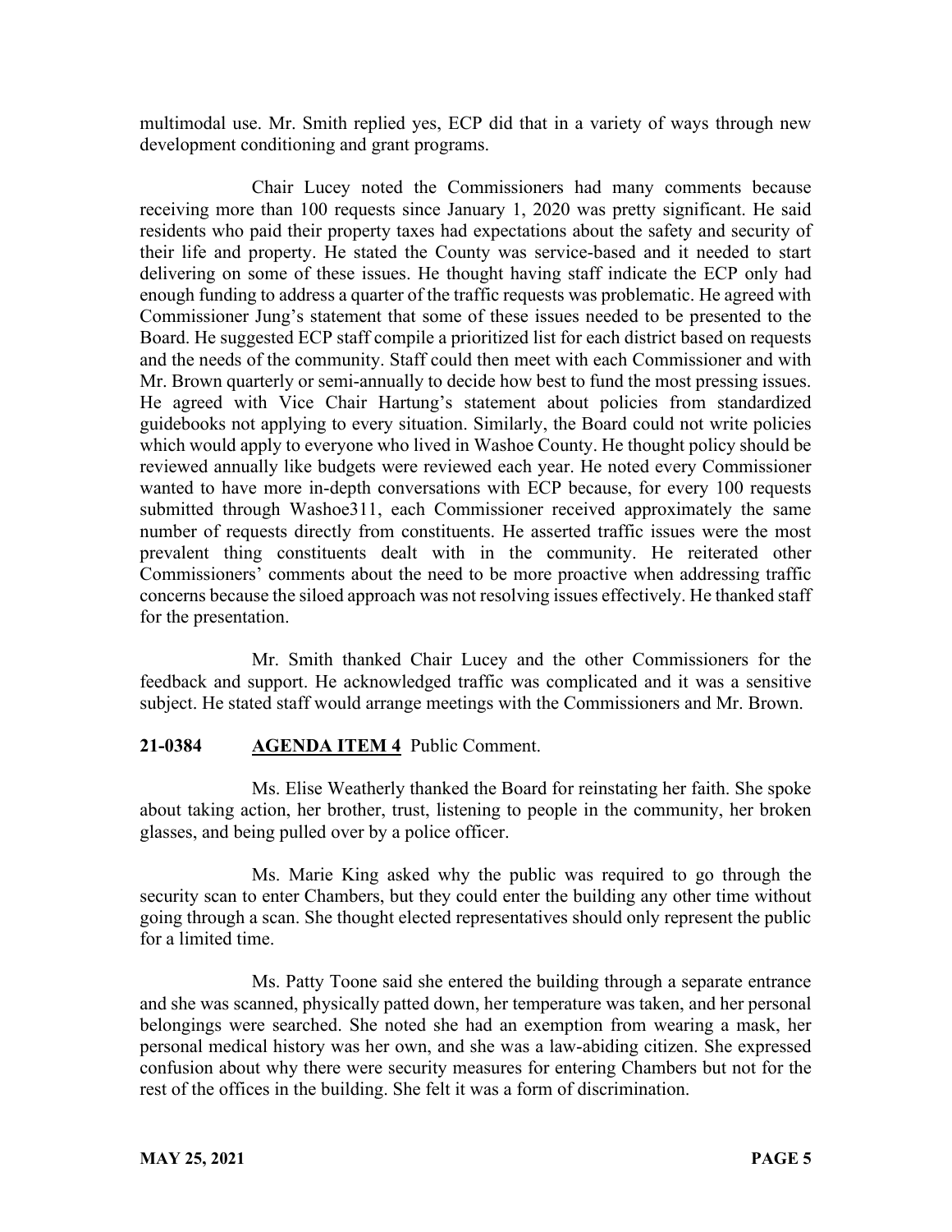multimodal use. Mr. Smith replied yes, ECP did that in a variety of ways through new development conditioning and grant programs.

Chair Lucey noted the Commissioners had many comments because receiving more than 100 requests since January 1, 2020 was pretty significant. He said residents who paid their property taxes had expectations about the safety and security of their life and property. He stated the County was service-based and it needed to start delivering on some of these issues. He thought having staff indicate the ECP only had enough funding to address a quarter of the traffic requests was problematic. He agreed with Commissioner Jung's statement that some of these issues needed to be presented to the Board. He suggested ECP staff compile a prioritized list for each district based on requests and the needs of the community. Staff could then meet with each Commissioner and with Mr. Brown quarterly or semi-annually to decide how best to fund the most pressing issues. He agreed with Vice Chair Hartung's statement about policies from standardized guidebooks not applying to every situation. Similarly, the Board could not write policies which would apply to everyone who lived in Washoe County. He thought policy should be reviewed annually like budgets were reviewed each year. He noted every Commissioner wanted to have more in-depth conversations with ECP because, for every 100 requests submitted through Washoe311, each Commissioner received approximately the same number of requests directly from constituents. He asserted traffic issues were the most prevalent thing constituents dealt with in the community. He reiterated other Commissioners' comments about the need to be more proactive when addressing traffic concerns because the siloed approach was not resolving issues effectively. He thanked staff for the presentation.

Mr. Smith thanked Chair Lucey and the other Commissioners for the feedback and support. He acknowledged traffic was complicated and it was a sensitive subject. He stated staff would arrange meetings with the Commissioners and Mr. Brown.

**21-0384 AGENDA ITEM 4** Public Comment.

Ms. Elise Weatherly thanked the Board for reinstating her faith. She spoke about taking action, her brother, trust, listening to people in the community, her broken glasses, and being pulled over by a police officer.

Ms. Marie King asked why the public was required to go through the security scan to enter Chambers, but they could enter the building any other time without going through a scan. She thought elected representatives should only represent the public for a limited time.

Ms. Patty Toone said she entered the building through a separate entrance and she was scanned, physically patted down, her temperature was taken, and her personal belongings were searched. She noted she had an exemption from wearing a mask, her personal medical history was her own, and she was a law-abiding citizen. She expressed confusion about why there were security measures for entering Chambers but not for the rest of the offices in the building. She felt it was a form of discrimination.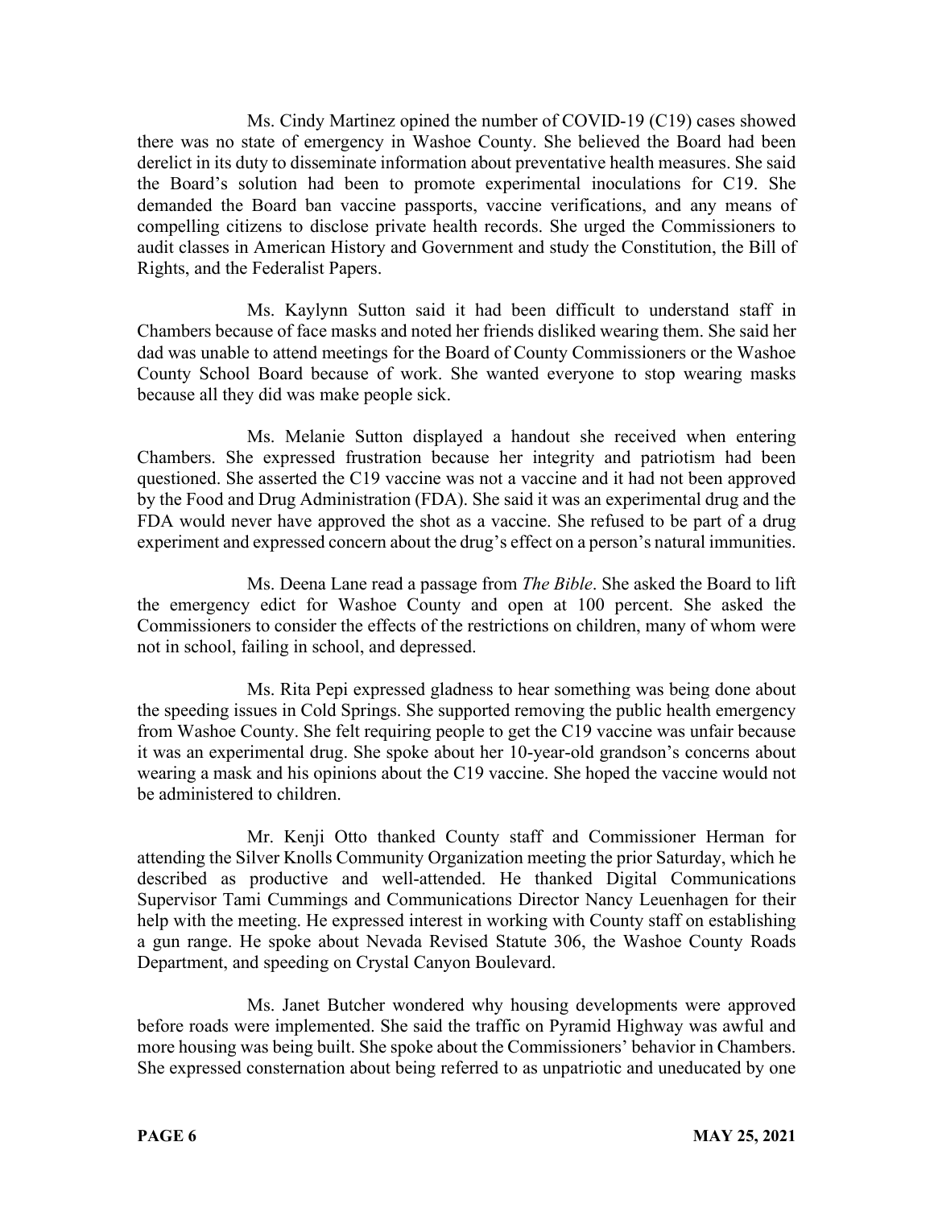Ms. Cindy Martinez opined the number of COVID-19 (C19) cases showed there was no state of emergency in Washoe County. She believed the Board had been derelict in its duty to disseminate information about preventative health measures. She said the Board's solution had been to promote experimental inoculations for C19. She demanded the Board ban vaccine passports, vaccine verifications, and any means of compelling citizens to disclose private health records. She urged the Commissioners to audit classes in American History and Government and study the Constitution, the Bill of Rights, and the Federalist Papers.

Ms. Kaylynn Sutton said it had been difficult to understand staff in Chambers because of face masks and noted her friends disliked wearing them. She said her dad was unable to attend meetings for the Board of County Commissioners or the Washoe County School Board because of work. She wanted everyone to stop wearing masks because all they did was make people sick.

Ms. Melanie Sutton displayed a handout she received when entering Chambers. She expressed frustration because her integrity and patriotism had been questioned. She asserted the C19 vaccine was not a vaccine and it had not been approved by the Food and Drug Administration (FDA). She said it was an experimental drug and the FDA would never have approved the shot as a vaccine. She refused to be part of a drug experiment and expressed concern about the drug's effect on a person's natural immunities.

Ms. Deena Lane read a passage from *The Bible*. She asked the Board to lift the emergency edict for Washoe County and open at 100 percent. She asked the Commissioners to consider the effects of the restrictions on children, many of whom were not in school, failing in school, and depressed.

Ms. Rita Pepi expressed gladness to hear something was being done about the speeding issues in Cold Springs. She supported removing the public health emergency from Washoe County. She felt requiring people to get the C19 vaccine was unfair because it was an experimental drug. She spoke about her 10-year-old grandson's concerns about wearing a mask and his opinions about the C19 vaccine. She hoped the vaccine would not be administered to children.

Mr. Kenji Otto thanked County staff and Commissioner Herman for attending the Silver Knolls Community Organization meeting the prior Saturday, which he described as productive and well-attended. He thanked Digital Communications Supervisor Tami Cummings and Communications Director Nancy Leuenhagen for their help with the meeting. He expressed interest in working with County staff on establishing a gun range. He spoke about Nevada Revised Statute 306, the Washoe County Roads Department, and speeding on Crystal Canyon Boulevard.

Ms. Janet Butcher wondered why housing developments were approved before roads were implemented. She said the traffic on Pyramid Highway was awful and more housing was being built. She spoke about the Commissioners' behavior in Chambers. She expressed consternation about being referred to as unpatriotic and uneducated by one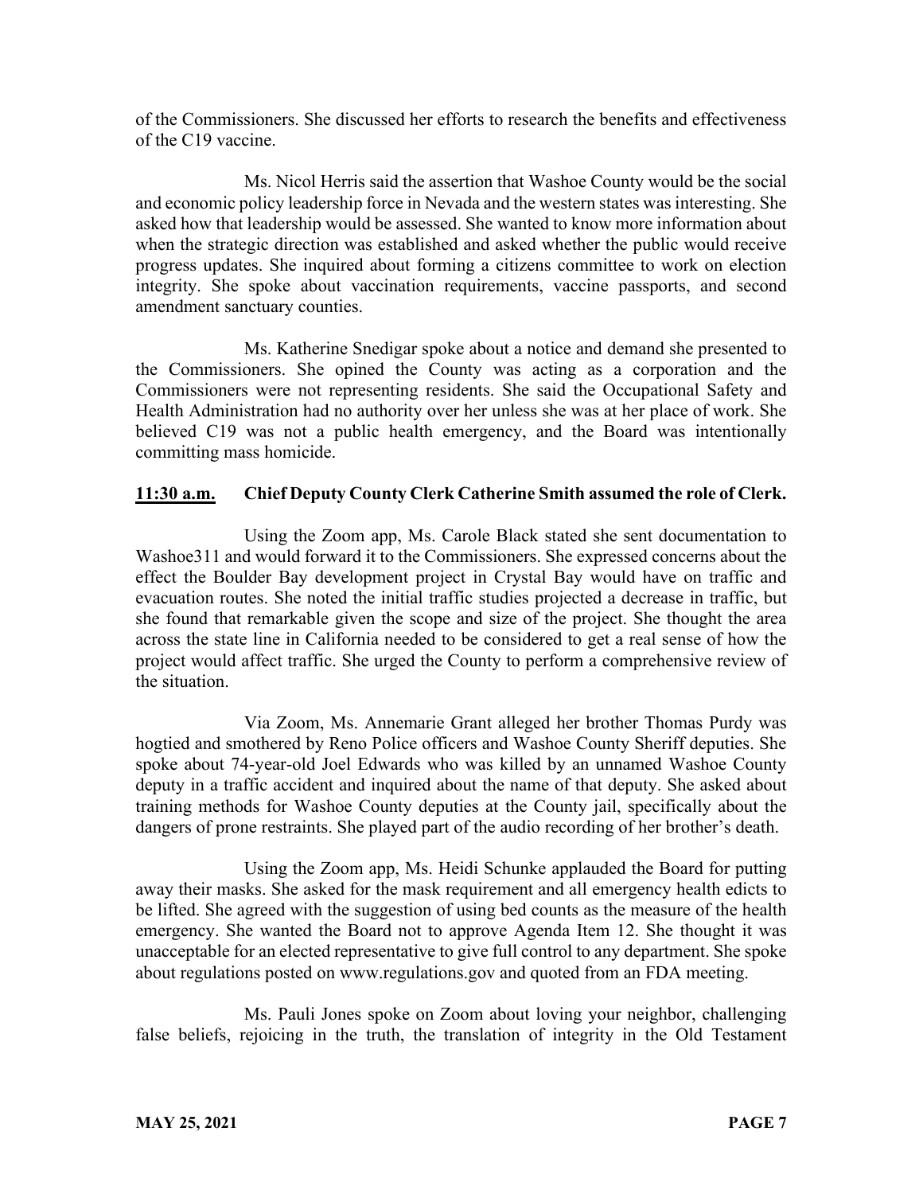of the Commissioners. She discussed her efforts to research the benefits and effectiveness of the C19 vaccine.

Ms. Nicol Herris said the assertion that Washoe County would be the social and economic policy leadership force in Nevada and the western states was interesting. She asked how that leadership would be assessed. She wanted to know more information about when the strategic direction was established and asked whether the public would receive progress updates. She inquired about forming a citizens committee to work on election integrity. She spoke about vaccination requirements, vaccine passports, and second amendment sanctuary counties.

Ms. Katherine Snedigar spoke about a notice and demand she presented to the Commissioners. She opined the County was acting as a corporation and the Commissioners were not representing residents. She said the Occupational Safety and Health Administration had no authority over her unless she was at her place of work. She believed C19 was not a public health emergency, and the Board was intentionally committing mass homicide.

**11:30 a.m. Chief Deputy County Clerk Catherine Smith assumed the role of Clerk.**

Using the Zoom app, Ms. Carole Black stated she sent documentation to Washoe311 and would forward it to the Commissioners. She expressed concerns about the effect the Boulder Bay development project in Crystal Bay would have on traffic and evacuation routes. She noted the initial traffic studies projected a decrease in traffic, but she found that remarkable given the scope and size of the project. She thought the area across the state line in California needed to be considered to get a real sense of how the project would affect traffic. She urged the County to perform a comprehensive review of the situation.

Via Zoom, Ms. Annemarie Grant alleged her brother Thomas Purdy was hogtied and smothered by Reno Police officers and Washoe County Sheriff deputies. She spoke about 74-year-old Joel Edwards who was killed by an unnamed Washoe County deputy in a traffic accident and inquired about the name of that deputy. She asked about training methods for Washoe County deputies at the County jail, specifically about the dangers of prone restraints. She played part of the audio recording of her brother's death.

Using the Zoom app, Ms. Heidi Schunke applauded the Board for putting away their masks. She asked for the mask requirement and all emergency health edicts to be lifted. She agreed with the suggestion of using bed counts as the measure of the health emergency. She wanted the Board not to approve Agenda Item 12. She thought it was unacceptable for an elected representative to give full control to any department. She spoke about regulations posted on www.regulations.gov and quoted from an FDA meeting.

Ms. Pauli Jones spoke on Zoom about loving your neighbor, challenging false beliefs, rejoicing in the truth, the translation of integrity in the Old Testament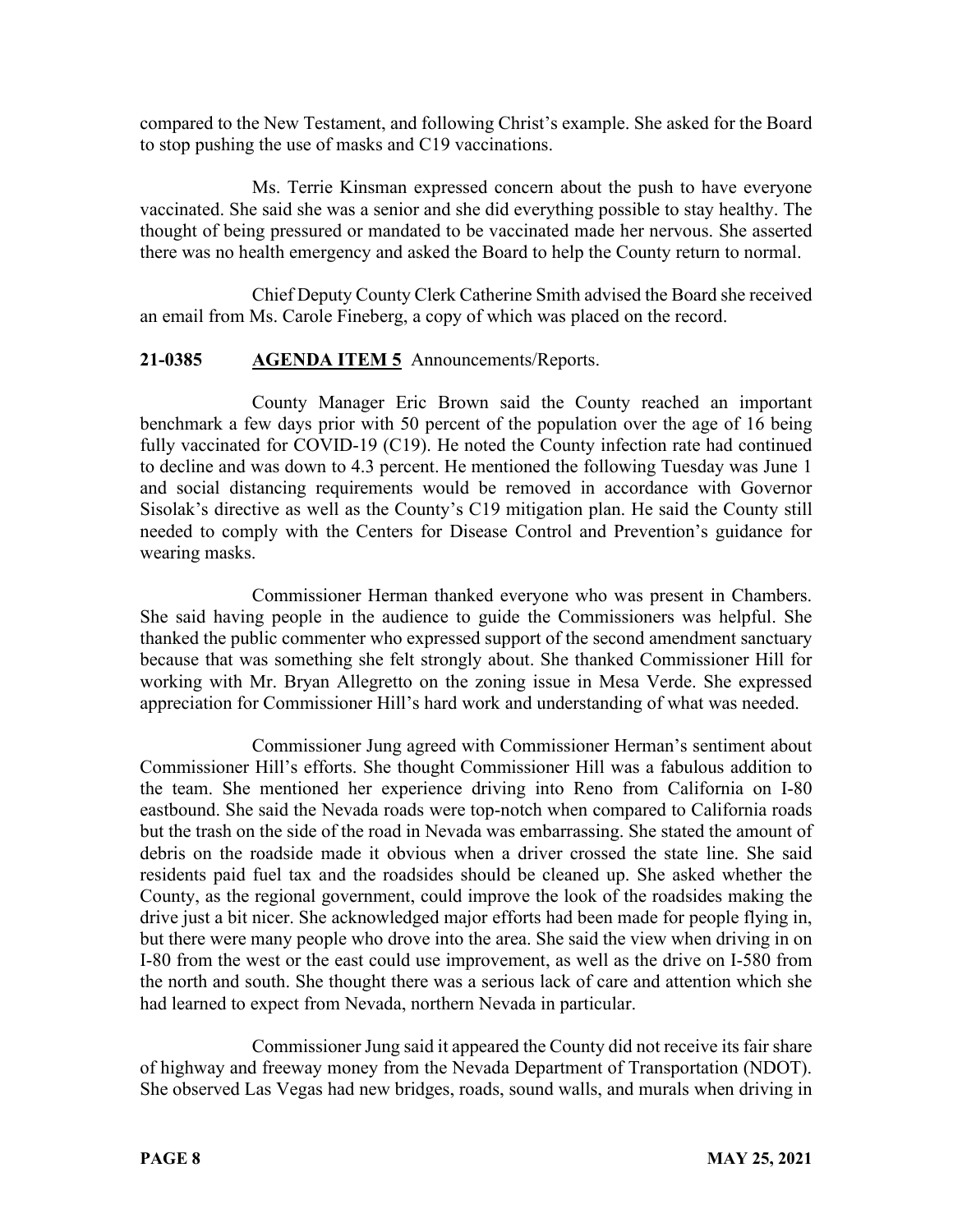compared to the New Testament, and following Christ's example. She asked for the Board to stop pushing the use of masks and C19 vaccinations.

Ms. Terrie Kinsman expressed concern about the push to have everyone vaccinated. She said she was a senior and she did everything possible to stay healthy. The thought of being pressured or mandated to be vaccinated made her nervous. She asserted there was no health emergency and asked the Board to help the County return to normal.

Chief Deputy County Clerk Catherine Smith advised the Board she received an email from Ms. Carole Fineberg, a copy of which was placed on the record.

**21-0385 AGENDA ITEM 5** Announcements/Reports.

County Manager Eric Brown said the County reached an important benchmark a few days prior with 50 percent of the population over the age of 16 being fully vaccinated for COVID-19 (C19). He noted the County infection rate had continued to decline and was down to 4.3 percent. He mentioned the following Tuesday was June 1 and social distancing requirements would be removed in accordance with Governor Sisolak's directive as well as the County's C19 mitigation plan. He said the County still needed to comply with the Centers for Disease Control and Prevention's guidance for wearing masks.

Commissioner Herman thanked everyone who was present in Chambers. She said having people in the audience to guide the Commissioners was helpful. She thanked the public commenter who expressed support of the second amendment sanctuary because that was something she felt strongly about. She thanked Commissioner Hill for working with Mr. Bryan Allegretto on the zoning issue in Mesa Verde. She expressed appreciation for Commissioner Hill's hard work and understanding of what was needed.

Commissioner Jung agreed with Commissioner Herman's sentiment about Commissioner Hill's efforts. She thought Commissioner Hill was a fabulous addition to the team. She mentioned her experience driving into Reno from California on I-80 eastbound. She said the Nevada roads were top-notch when compared to California roads but the trash on the side of the road in Nevada was embarrassing. She stated the amount of debris on the roadside made it obvious when a driver crossed the state line. She said residents paid fuel tax and the roadsides should be cleaned up. She asked whether the County, as the regional government, could improve the look of the roadsides making the drive just a bit nicer. She acknowledged major efforts had been made for people flying in, but there were many people who drove into the area. She said the view when driving in on I-80 from the west or the east could use improvement, as well as the drive on I-580 from the north and south. She thought there was a serious lack of care and attention which she had learned to expect from Nevada, northern Nevada in particular.

Commissioner Jung said it appeared the County did not receive its fair share of highway and freeway money from the Nevada Department of Transportation (NDOT). She observed Las Vegas had new bridges, roads, sound walls, and murals when driving in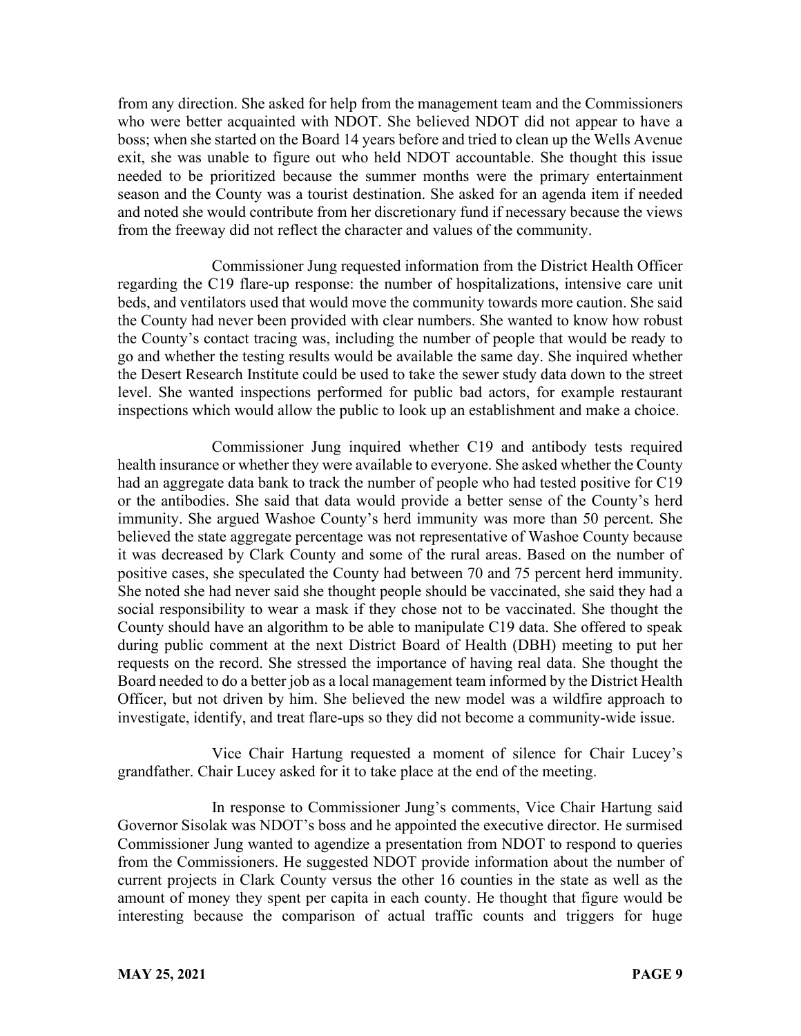from any direction. She asked for help from the management team and the Commissioners who were better acquainted with NDOT. She believed NDOT did not appear to have a boss; when she started on the Board 14 years before and tried to clean up the Wells Avenue exit, she was unable to figure out who held NDOT accountable. She thought this issue needed to be prioritized because the summer months were the primary entertainment season and the County was a tourist destination. She asked for an agenda item if needed and noted she would contribute from her discretionary fund if necessary because the views from the freeway did not reflect the character and values of the community.

Commissioner Jung requested information from the District Health Officer regarding the C19 flare-up response: the number of hospitalizations, intensive care unit beds, and ventilators used that would move the community towards more caution. She said the County had never been provided with clear numbers. She wanted to know how robust the County's contact tracing was, including the number of people that would be ready to go and whether the testing results would be available the same day. She inquired whether the Desert Research Institute could be used to take the sewer study data down to the street level. She wanted inspections performed for public bad actors, for example restaurant inspections which would allow the public to look up an establishment and make a choice.

Commissioner Jung inquired whether C19 and antibody tests required health insurance or whether they were available to everyone. She asked whether the County had an aggregate data bank to track the number of people who had tested positive for C19 or the antibodies. She said that data would provide a better sense of the County's herd immunity. She argued Washoe County's herd immunity was more than 50 percent. She believed the state aggregate percentage was not representative of Washoe County because it was decreased by Clark County and some of the rural areas. Based on the number of positive cases, she speculated the County had between 70 and 75 percent herd immunity. She noted she had never said she thought people should be vaccinated, she said they had a social responsibility to wear a mask if they chose not to be vaccinated. She thought the County should have an algorithm to be able to manipulate C19 data. She offered to speak during public comment at the next District Board of Health (DBH) meeting to put her requests on the record. She stressed the importance of having real data. She thought the Board needed to do a better job as a local management team informed by the District Health Officer, but not driven by him. She believed the new model was a wildfire approach to investigate, identify, and treat flare-ups so they did not become a community-wide issue.

Vice Chair Hartung requested a moment of silence for Chair Lucey's grandfather. Chair Lucey asked for it to take place at the end of the meeting.

In response to Commissioner Jung's comments, Vice Chair Hartung said Governor Sisolak was NDOT's boss and he appointed the executive director. He surmised Commissioner Jung wanted to agendize a presentation from NDOT to respond to queries from the Commissioners. He suggested NDOT provide information about the number of current projects in Clark County versus the other 16 counties in the state as well as the amount of money they spent per capita in each county. He thought that figure would be interesting because the comparison of actual traffic counts and triggers for huge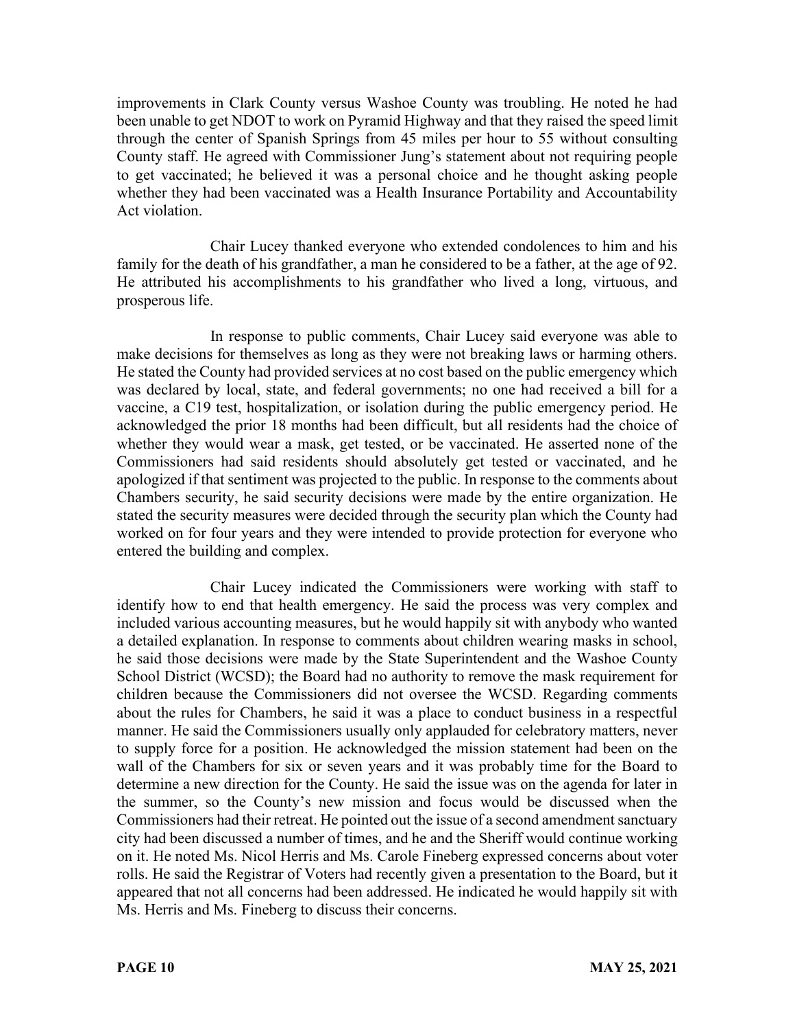improvements in Clark County versus Washoe County was troubling. He noted he had been unable to get NDOT to work on Pyramid Highway and that they raised the speed limit through the center of Spanish Springs from 45 miles per hour to 55 without consulting County staff. He agreed with Commissioner Jung's statement about not requiring people to get vaccinated; he believed it was a personal choice and he thought asking people whether they had been vaccinated was a Health Insurance Portability and Accountability Act violation.

Chair Lucey thanked everyone who extended condolences to him and his family for the death of his grandfather, a man he considered to be a father, at the age of 92. He attributed his accomplishments to his grandfather who lived a long, virtuous, and prosperous life.

In response to public comments, Chair Lucey said everyone was able to make decisions for themselves as long as they were not breaking laws or harming others. He stated the County had provided services at no cost based on the public emergency which was declared by local, state, and federal governments; no one had received a bill for a vaccine, a C19 test, hospitalization, or isolation during the public emergency period. He acknowledged the prior 18 months had been difficult, but all residents had the choice of whether they would wear a mask, get tested, or be vaccinated. He asserted none of the Commissioners had said residents should absolutely get tested or vaccinated, and he apologized if that sentiment was projected to the public. In response to the comments about Chambers security, he said security decisions were made by the entire organization. He stated the security measures were decided through the security plan which the County had worked on for four years and they were intended to provide protection for everyone who entered the building and complex.

Chair Lucey indicated the Commissioners were working with staff to identify how to end that health emergency. He said the process was very complex and included various accounting measures, but he would happily sit with anybody who wanted a detailed explanation. In response to comments about children wearing masks in school, he said those decisions were made by the State Superintendent and the Washoe County School District (WCSD); the Board had no authority to remove the mask requirement for children because the Commissioners did not oversee the WCSD. Regarding comments about the rules for Chambers, he said it was a place to conduct business in a respectful manner. He said the Commissioners usually only applauded for celebratory matters, never to supply force for a position. He acknowledged the mission statement had been on the wall of the Chambers for six or seven years and it was probably time for the Board to determine a new direction for the County. He said the issue was on the agenda for later in the summer, so the County's new mission and focus would be discussed when the Commissioners had their retreat. He pointed out the issue of a second amendment sanctuary city had been discussed a number of times, and he and the Sheriff would continue working on it. He noted Ms. Nicol Herris and Ms. Carole Fineberg expressed concerns about voter rolls. He said the Registrar of Voters had recently given a presentation to the Board, but it appeared that not all concerns had been addressed. He indicated he would happily sit with Ms. Herris and Ms. Fineberg to discuss their concerns.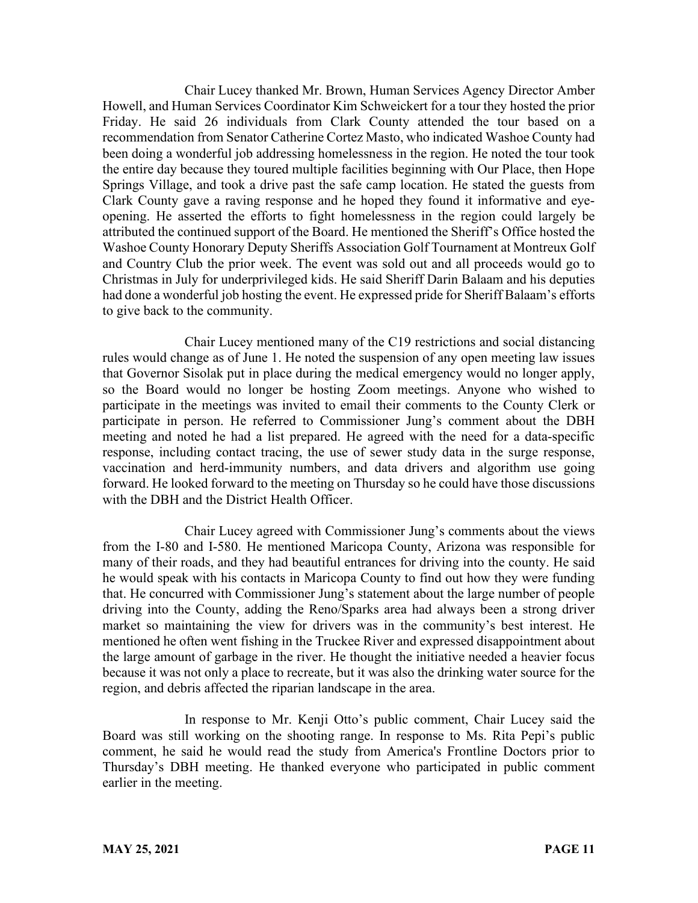Chair Lucey thanked Mr. Brown, Human Services Agency Director Amber Howell, and Human Services Coordinator Kim Schweickert for a tour they hosted the prior Friday. He said 26 individuals from Clark County attended the tour based on a recommendation from Senator Catherine Cortez Masto, who indicated Washoe County had been doing a wonderful job addressing homelessness in the region. He noted the tour took the entire day because they toured multiple facilities beginning with Our Place, then Hope Springs Village, and took a drive past the safe camp location. He stated the guests from Clark County gave a raving response and he hoped they found it informative and eye-opening. He asserted the efforts to fight homelessness in the region could largely be attributed the continued support of the Board. He mentioned the Sheriff's Office hosted the Washoe County Honorary Deputy Sheriffs Association Golf Tournament at Montreux Golf and Country Club the prior week. The event was sold out and all proceeds would go to Christmas in July for underprivileged kids. He said Sheriff Darin Balaam and his deputies had done a wonderful job hosting the event. He expressed pride for Sheriff Balaam's efforts to give back to the community.

Chair Lucey mentioned many of the C19 restrictions and social distancing rules would change as of June 1. He noted the suspension of any open meeting law issues that Governor Sisolak put in place during the medical emergency would no longer apply, so the Board would no longer be hosting Zoom meetings. Anyone who wished to participate in the meetings was invited to email their comments to the County Clerk or participate in person. He referred to Commissioner Jung's comment about the DBH meeting and noted he had a list prepared. He agreed with the need for a data-specific response, including contact tracing, the use of sewer study data in the surge response, vaccination and herd-immunity numbers, and data drivers and algorithm use going forward. He looked forward to the meeting on Thursday so he could have those discussions with the DBH and the District Health Officer.

Chair Lucey agreed with Commissioner Jung's comments about the views from the I-80 and I-580. He mentioned Maricopa County, Arizona was responsible for many of their roads, and they had beautiful entrances for driving into the county. He said he would speak with his contacts in Maricopa County to find out how they were funding that. He concurred with Commissioner Jung's statement about the large number of people driving into the County, adding the Reno/Sparks area had always been a strong driver market so maintaining the view for drivers was in the community's best interest. He mentioned he often went fishing in the Truckee River and expressed disappointment about the large amount of garbage in the river. He thought the initiative needed a heavier focus because it was not only a place to recreate, but it was also the drinking water source for the region, and debris affected the riparian landscape in the area.

In response to Mr. Kenji Otto's public comment, Chair Lucey said the Board was still working on the shooting range. In response to Ms. Rita Pepi's public comment, he said he would read the study from America's Frontline Doctors prior to Thursday's DBH meeting. He thanked everyone who participated in public comment earlier in the meeting.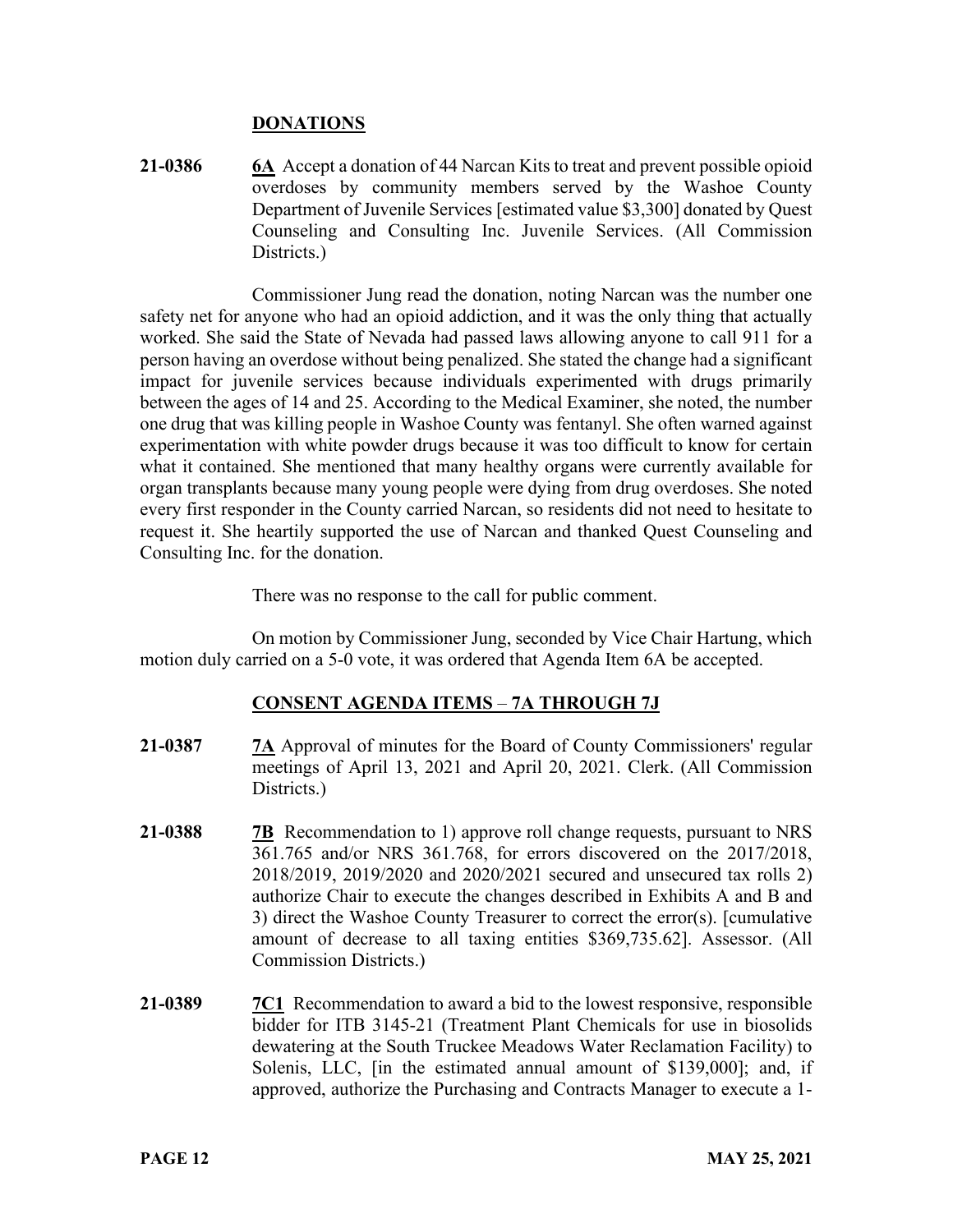## DONATIONS

**21-0386** **6A** Accept a donation of 44 Narcan Kits to treat and prevent possible opioid overdoses by community members served by the Washoe County Department of Juvenile Services [estimated value $3,300] donated by Quest Counseling and Consulting Inc. Juvenile Services. (All Commission Districts.)

Commissioner Jung read the donation, noting Narcan was the number one safety net for anyone who had an opioid addiction, and it was the only thing that actually worked. She said the State of Nevada had passed laws allowing anyone to call 911 for a person having an overdose without being penalized. She stated the change had a significant impact for juvenile services because individuals experimented with drugs primarily between the ages of 14 and 25. According to the Medical Examiner, she noted, the number one drug that was killing people in Washoe County was fentanyl. She often warned against experimentation with white powder drugs because it was too difficult to know for certain what it contained. She mentioned that many healthy organs were currently available for organ transplants because many young people were dying from drug overdoses. She noted every first responder in the County carried Narcan, so residents did not need to hesitate to request it. She heartily supported the use of Narcan and thanked Quest Counseling and Consulting Inc. for the donation.

There was no response to the call for public comment.

On motion by Commissioner Jung, seconded by Vice Chair Hartung, which motion duly carried on a 5-0 vote, it was ordered that Agenda Item 6A be accepted.

## CONSENT AGENDA ITEMS – 7A THROUGH 7J

**21-0387** **7A** Approval of minutes for the Board of County Commissioners' regular meetings of April 13, 2021 and April 20, 2021. Clerk. (All Commission Districts.)

**21-0388** **7B** Recommendation to 1) approve roll change requests, pursuant to NRS 361.765 and/or NRS 361.768, for errors discovered on the 2017/2018, 2018/2019, 2019/2020 and 2020/2021 secured and unsecured tax rolls 2) authorize Chair to execute the changes described in Exhibits A and B and 3) direct the Washoe County Treasurer to correct the error(s). [cumulative amount of decrease to all taxing entities $369,735.62]. Assessor. (All Commission Districts.)

**21-0389** **7C1** Recommendation to award a bid to the lowest responsive, responsible bidder for ITB 3145-21 (Treatment Plant Chemicals for use in biosolids dewatering at the South Truckee Meadows Water Reclamation Facility) to Solenis, LLC, [in the estimated annual amount of $139,000]; and, if approved, authorize the Purchasing and Contracts Manager to execute a 1-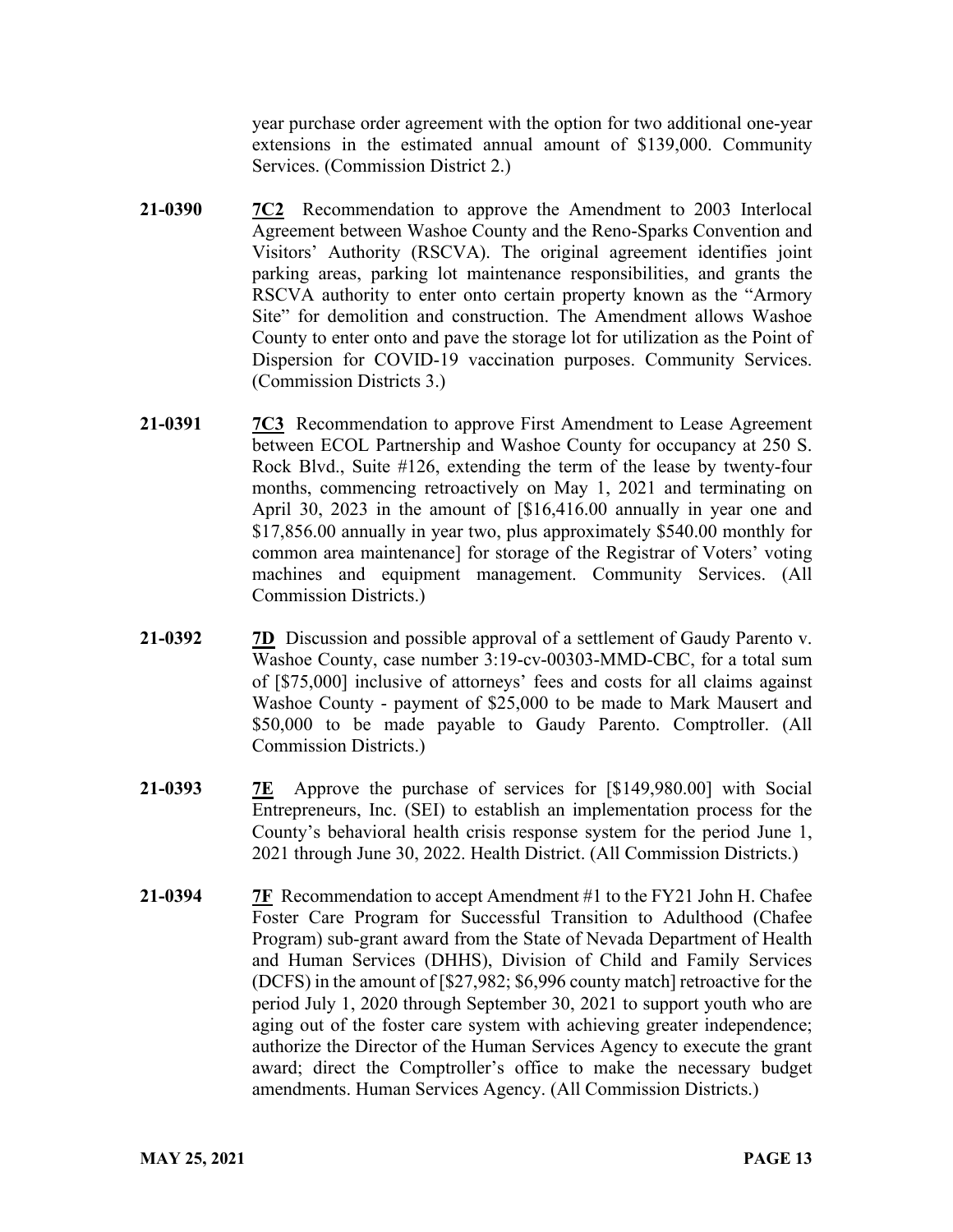year purchase order agreement with the option for two additional one-year extensions in the estimated annual amount of $139,000. Community Services. (Commission District 2.)

**21-0390** **7C2** Recommendation to approve the Amendment to 2003 Interlocal Agreement between Washoe County and the Reno-Sparks Convention and Visitors' Authority (RSCVA). The original agreement identifies joint parking areas, parking lot maintenance responsibilities, and grants the RSCVA authority to enter onto certain property known as the "Armory Site" for demolition and construction. The Amendment allows Washoe County to enter onto and pave the storage lot for utilization as the Point of Dispersion for COVID-19 vaccination purposes. Community Services. (Commission Districts 3.)

**21-0391** **7C3** Recommendation to approve First Amendment to Lease Agreement between ECOL Partnership and Washoe County for occupancy at 250 S. Rock Blvd., Suite #126, extending the term of the lease by twenty-four months, commencing retroactively on May 1, 2021 and terminating on April 30, 2023 in the amount of [$16,416.00 annually in year one and $17,856.00 annually in year two, plus approximately $540.00 monthly for common area maintenance] for storage of the Registrar of Voters' voting machines and equipment management. Community Services. (All Commission Districts.)

**21-0392** **7D** Discussion and possible approval of a settlement of Gaudy Parento v. Washoe County, case number 3:19-cv-00303-MMD-CBC, for a total sum of [$75,000] inclusive of attorneys' fees and costs for all claims against Washoe County - payment of $25,000 to be made to Mark Mausert and $50,000 to be made payable to Gaudy Parento. Comptroller. (All Commission Districts.)

**21-0393** **7E** Approve the purchase of services for [$149,980.00] with Social Entrepreneurs, Inc. (SEI) to establish an implementation process for the County's behavioral health crisis response system for the period June 1, 2021 through June 30, 2022. Health District. (All Commission Districts.)

**21-0394** **7F** Recommendation to accept Amendment #1 to the FY21 John H. Chafee Foster Care Program for Successful Transition to Adulthood (Chafee Program) sub-grant award from the State of Nevada Department of Health and Human Services (DHHS), Division of Child and Family Services (DCFS) in the amount of [$27,982; $6,996 county match] retroactive for the period July 1, 2020 through September 30, 2021 to support youth who are aging out of the foster care system with achieving greater independence; authorize the Director of the Human Services Agency to execute the grant award; direct the Comptroller's office to make the necessary budget amendments. Human Services Agency. (All Commission Districts.)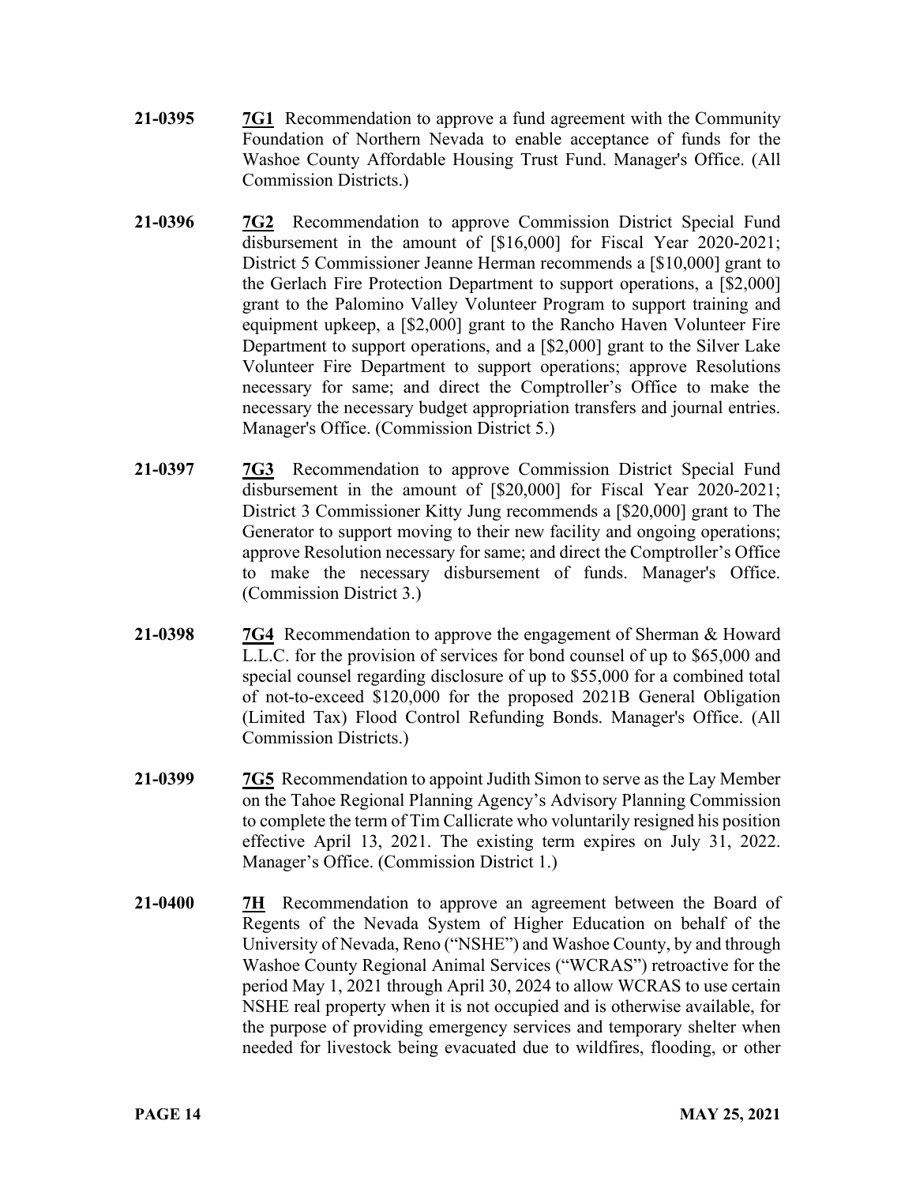**21-0395** **7G1** Recommendation to approve a fund agreement with the Community Foundation of Northern Nevada to enable acceptance of funds for the Washoe County Affordable Housing Trust Fund. Manager's Office. (All Commission Districts.)

**21-0396** **7G2** Recommendation to approve Commission District Special Fund disbursement in the amount of [$16,000] for Fiscal Year 2020-2021; District 5 Commissioner Jeanne Herman recommends a [$10,000] grant to the Gerlach Fire Protection Department to support operations, a [$2,000] grant to the Palomino Valley Volunteer Program to support training and equipment upkeep, a [$2,000] grant to the Rancho Haven Volunteer Fire Department to support operations, and a [$2,000] grant to the Silver Lake Volunteer Fire Department to support operations; approve Resolutions necessary for same; and direct the Comptroller's Office to make the necessary the necessary budget appropriation transfers and journal entries. Manager's Office. (Commission District 5.)

**21-0397** **7G3** Recommendation to approve Commission District Special Fund disbursement in the amount of [$20,000] for Fiscal Year 2020-2021; District 3 Commissioner Kitty Jung recommends a [$20,000] grant to The Generator to support moving to their new facility and ongoing operations; approve Resolution necessary for same; and direct the Comptroller's Office to make the necessary disbursement of funds. Manager's Office. (Commission District 3.)

**21-0398** **7G4** Recommendation to approve the engagement of Sherman & Howard L.L.C. for the provision of services for bond counsel of up to $65,000 and special counsel regarding disclosure of up to $55,000 for a combined total of not-to-exceed $120,000 for the proposed 2021B General Obligation (Limited Tax) Flood Control Refunding Bonds. Manager's Office. (All Commission Districts.)

**21-0399** **7G5** Recommendation to appoint Judith Simon to serve as the Lay Member on the Tahoe Regional Planning Agency's Advisory Planning Commission to complete the term of Tim Callicrate who voluntarily resigned his position effective April 13, 2021. The existing term expires on July 31, 2022. Manager's Office. (Commission District 1.)

**21-0400** **7H** Recommendation to approve an agreement between the Board of Regents of the Nevada System of Higher Education on behalf of the University of Nevada, Reno ("NSHE") and Washoe County, by and through Washoe County Regional Animal Services ("WCRAS") retroactive for the period May 1, 2021 through April 30, 2024 to allow WCRAS to use certain NSHE real property when it is not occupied and is otherwise available, for the purpose of providing emergency services and temporary shelter when needed for livestock being evacuated due to wildfires, flooding, or other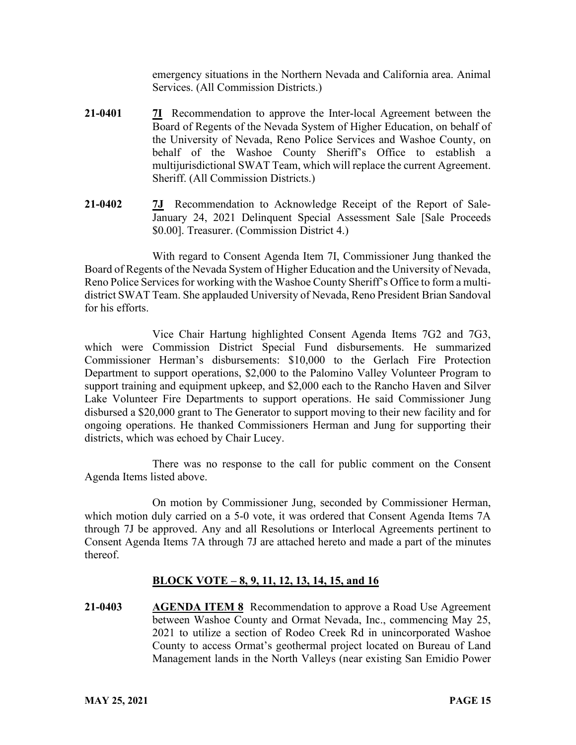emergency situations in the Northern Nevada and California area. Animal Services. (All Commission Districts.)

**21-0401** **7I** Recommendation to approve the Inter-local Agreement between the Board of Regents of the Nevada System of Higher Education, on behalf of the University of Nevada, Reno Police Services and Washoe County, on behalf of the Washoe County Sheriff's Office to establish a multijurisdictional SWAT Team, which will replace the current Agreement. Sheriff. (All Commission Districts.)

**21-0402** **7J** Recommendation to Acknowledge Receipt of the Report of Sale-January 24, 2021 Delinquent Special Assessment Sale [Sale Proceeds $0.00]. Treasurer. (Commission District 4.)

With regard to Consent Agenda Item 7I, Commissioner Jung thanked the Board of Regents of the Nevada System of Higher Education and the University of Nevada, Reno Police Services for working with the Washoe County Sheriff's Office to form a multi-district SWAT Team. She applauded University of Nevada, Reno President Brian Sandoval for his efforts.

Vice Chair Hartung highlighted Consent Agenda Items 7G2 and 7G3, which were Commission District Special Fund disbursements. He summarized Commissioner Herman's disbursements: $10,000 to the Gerlach Fire Protection Department to support operations, $2,000 to the Palomino Valley Volunteer Program to support training and equipment upkeep, and $2,000 each to the Rancho Haven and Silver Lake Volunteer Fire Departments to support operations. He said Commissioner Jung disbursed a $20,000 grant to The Generator to support moving to their new facility and for ongoing operations. He thanked Commissioners Herman and Jung for supporting their districts, which was echoed by Chair Lucey.

There was no response to the call for public comment on the Consent Agenda Items listed above.

On motion by Commissioner Jung, seconded by Commissioner Herman, which motion duly carried on a 5-0 vote, it was ordered that Consent Agenda Items 7A through 7J be approved. Any and all Resolutions or Interlocal Agreements pertinent to Consent Agenda Items 7A through 7J are attached hereto and made a part of the minutes thereof.

## BLOCK VOTE – 8, 9, 11, 12, 13, 14, 15, and 16

**21-0403** **AGENDA ITEM 8** Recommendation to approve a Road Use Agreement between Washoe County and Ormat Nevada, Inc., commencing May 25, 2021 to utilize a section of Rodeo Creek Rd in unincorporated Washoe County to access Ormat's geothermal project located on Bureau of Land Management lands in the North Valleys (near existing San Emidio Power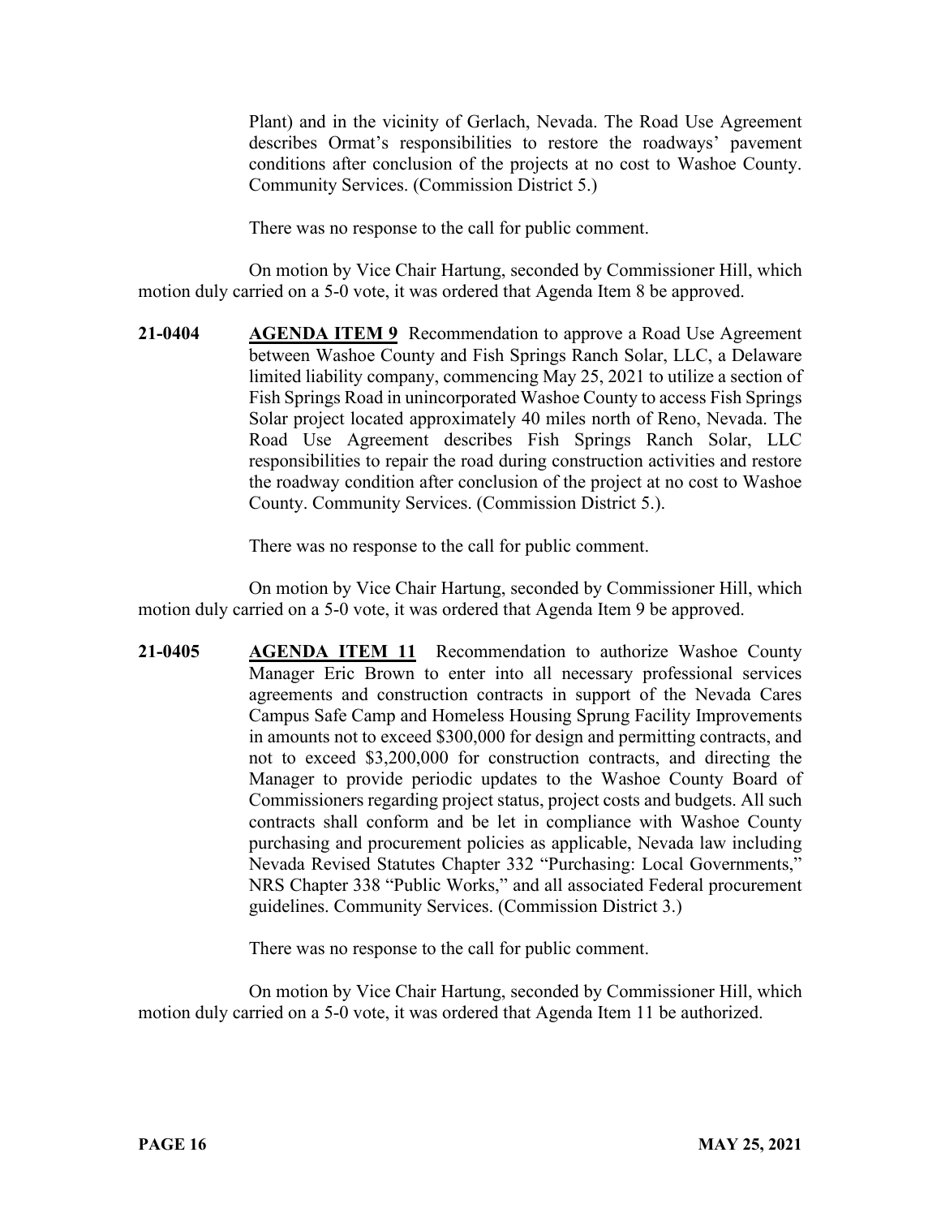Plant) and in the vicinity of Gerlach, Nevada. The Road Use Agreement describes Ormat's responsibilities to restore the roadways' pavement conditions after conclusion of the projects at no cost to Washoe County. Community Services. (Commission District 5.)

There was no response to the call for public comment.

On motion by Vice Chair Hartung, seconded by Commissioner Hill, which motion duly carried on a 5-0 vote, it was ordered that Agenda Item 8 be approved.

**21-0404** **AGENDA ITEM 9** Recommendation to approve a Road Use Agreement between Washoe County and Fish Springs Ranch Solar, LLC, a Delaware limited liability company, commencing May 25, 2021 to utilize a section of Fish Springs Road in unincorporated Washoe County to access Fish Springs Solar project located approximately 40 miles north of Reno, Nevada. The Road Use Agreement describes Fish Springs Ranch Solar, LLC responsibilities to repair the road during construction activities and restore the roadway condition after conclusion of the project at no cost to Washoe County. Community Services. (Commission District 5.).

There was no response to the call for public comment.

On motion by Vice Chair Hartung, seconded by Commissioner Hill, which motion duly carried on a 5-0 vote, it was ordered that Agenda Item 9 be approved.

**21-0405** **AGENDA ITEM 11** Recommendation to authorize Washoe County Manager Eric Brown to enter into all necessary professional services agreements and construction contracts in support of the Nevada Cares Campus Safe Camp and Homeless Housing Sprung Facility Improvements in amounts not to exceed $300,000 for design and permitting contracts, and not to exceed $3,200,000 for construction contracts, and directing the Manager to provide periodic updates to the Washoe County Board of Commissioners regarding project status, project costs and budgets. All such contracts shall conform and be let in compliance with Washoe County purchasing and procurement policies as applicable, Nevada law including Nevada Revised Statutes Chapter 332 "Purchasing: Local Governments," NRS Chapter 338 "Public Works," and all associated Federal procurement guidelines. Community Services. (Commission District 3.)

There was no response to the call for public comment.

On motion by Vice Chair Hartung, seconded by Commissioner Hill, which motion duly carried on a 5-0 vote, it was ordered that Agenda Item 11 be authorized.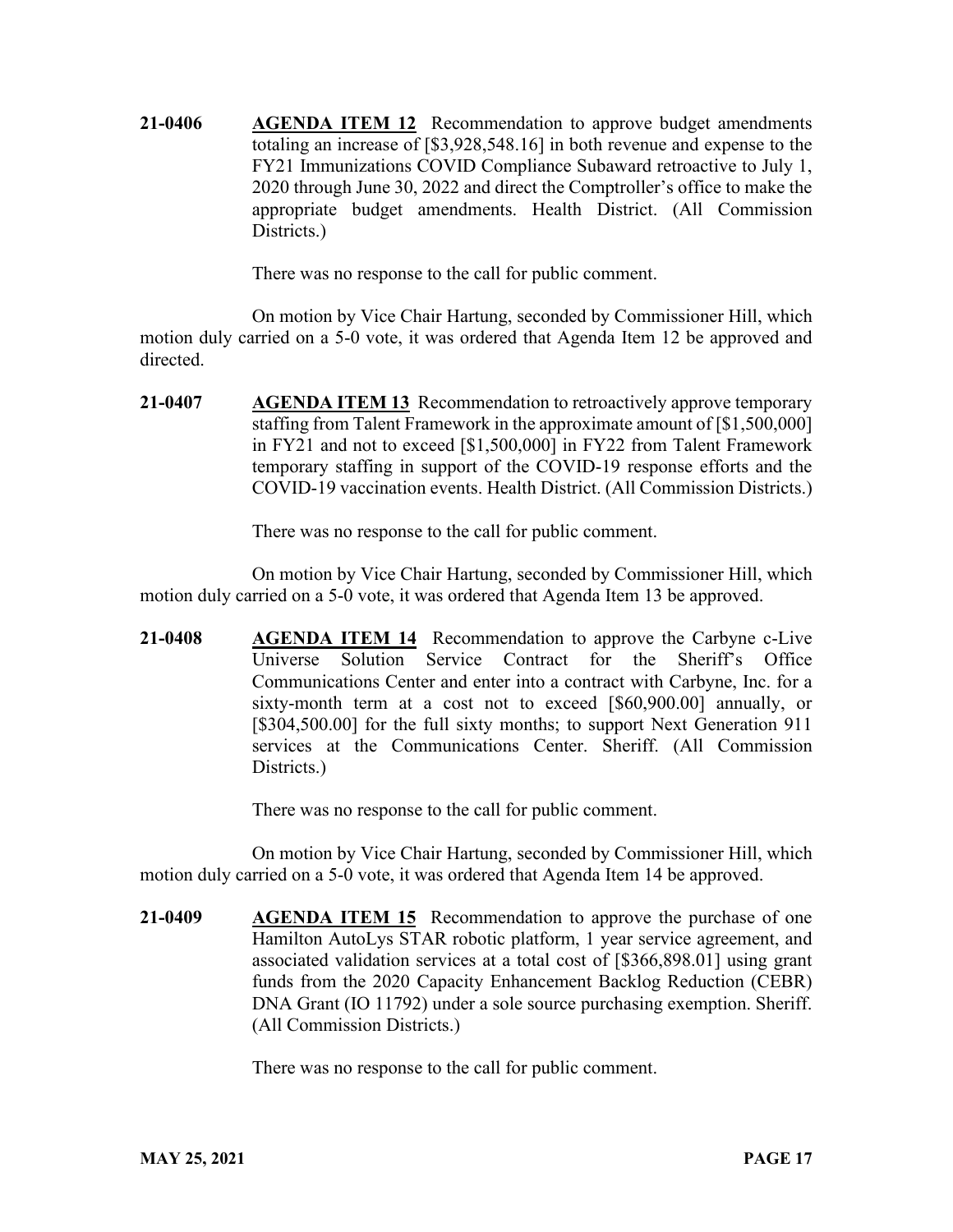**21-0406** **AGENDA ITEM 12** Recommendation to approve budget amendments totaling an increase of [$3,928,548.16] in both revenue and expense to the FY21 Immunizations COVID Compliance Subaward retroactive to July 1, 2020 through June 30, 2022 and direct the Comptroller's office to make the appropriate budget amendments. Health District. (All Commission Districts.)

There was no response to the call for public comment.

On motion by Vice Chair Hartung, seconded by Commissioner Hill, which motion duly carried on a 5-0 vote, it was ordered that Agenda Item 12 be approved and directed.

**21-0407** **AGENDA ITEM 13** Recommendation to retroactively approve temporary staffing from Talent Framework in the approximate amount of [$1,500,000] in FY21 and not to exceed [$1,500,000] in FY22 from Talent Framework temporary staffing in support of the COVID-19 response efforts and the COVID-19 vaccination events. Health District. (All Commission Districts.)

There was no response to the call for public comment.

On motion by Vice Chair Hartung, seconded by Commissioner Hill, which motion duly carried on a 5-0 vote, it was ordered that Agenda Item 13 be approved.

**21-0408** **AGENDA ITEM 14** Recommendation to approve the Carbyne c-Live Universe Solution Service Contract for the Sheriff's Office Communications Center and enter into a contract with Carbyne, Inc. for a sixty-month term at a cost not to exceed [$60,900.00] annually, or [$304,500.00] for the full sixty months; to support Next Generation 911 services at the Communications Center. Sheriff. (All Commission Districts.)

There was no response to the call for public comment.

On motion by Vice Chair Hartung, seconded by Commissioner Hill, which motion duly carried on a 5-0 vote, it was ordered that Agenda Item 14 be approved.

**21-0409** **AGENDA ITEM 15** Recommendation to approve the purchase of one Hamilton AutoLys STAR robotic platform, 1 year service agreement, and associated validation services at a total cost of [$366,898.01] using grant funds from the 2020 Capacity Enhancement Backlog Reduction (CEBR) DNA Grant (IO 11792) under a sole source purchasing exemption. Sheriff. (All Commission Districts.)

There was no response to the call for public comment.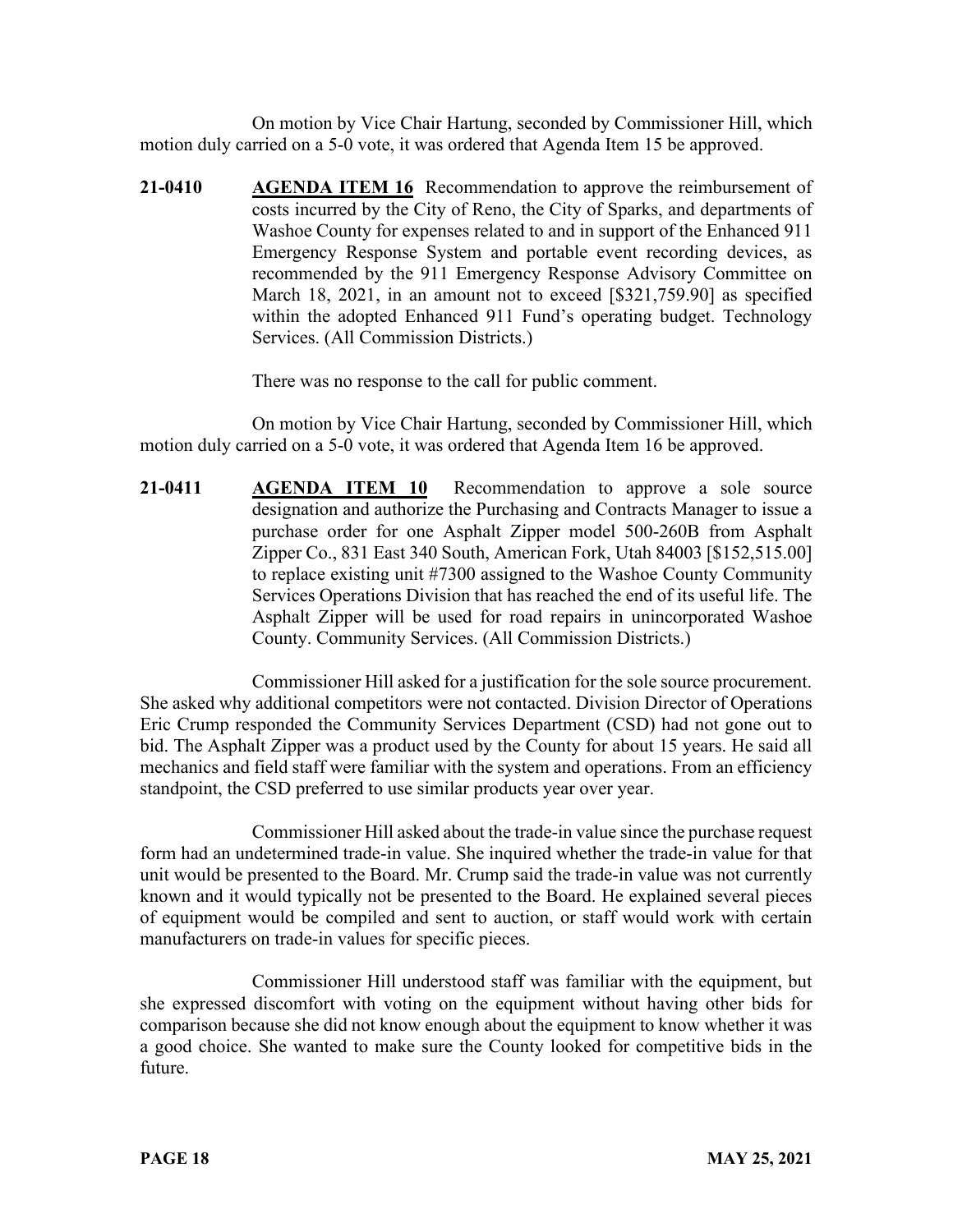On motion by Vice Chair Hartung, seconded by Commissioner Hill, which motion duly carried on a 5-0 vote, it was ordered that Agenda Item 15 be approved.

**21-0410** **AGENDA ITEM 16** Recommendation to approve the reimbursement of costs incurred by the City of Reno, the City of Sparks, and departments of Washoe County for expenses related to and in support of the Enhanced 911 Emergency Response System and portable event recording devices, as recommended by the 911 Emergency Response Advisory Committee on March 18, 2021, in an amount not to exceed [$321,759.90] as specified within the adopted Enhanced 911 Fund's operating budget. Technology Services. (All Commission Districts.)

There was no response to the call for public comment.

On motion by Vice Chair Hartung, seconded by Commissioner Hill, which motion duly carried on a 5-0 vote, it was ordered that Agenda Item 16 be approved.

**21-0411** **AGENDA ITEM 10** Recommendation to approve a sole source designation and authorize the Purchasing and Contracts Manager to issue a purchase order for one Asphalt Zipper model 500-260B from Asphalt Zipper Co., 831 East 340 South, American Fork, Utah 84003 [$152,515.00] to replace existing unit #7300 assigned to the Washoe County Community Services Operations Division that has reached the end of its useful life. The Asphalt Zipper will be used for road repairs in unincorporated Washoe County. Community Services. (All Commission Districts.)

Commissioner Hill asked for a justification for the sole source procurement. She asked why additional competitors were not contacted. Division Director of Operations Eric Crump responded the Community Services Department (CSD) had not gone out to bid. The Asphalt Zipper was a product used by the County for about 15 years. He said all mechanics and field staff were familiar with the system and operations. From an efficiency standpoint, the CSD preferred to use similar products year over year.

Commissioner Hill asked about the trade-in value since the purchase request form had an undetermined trade-in value. She inquired whether the trade-in value for that unit would be presented to the Board. Mr. Crump said the trade-in value was not currently known and it would typically not be presented to the Board. He explained several pieces of equipment would be compiled and sent to auction, or staff would work with certain manufacturers on trade-in values for specific pieces.

Commissioner Hill understood staff was familiar with the equipment, but she expressed discomfort with voting on the equipment without having other bids for comparison because she did not know enough about the equipment to know whether it was a good choice. She wanted to make sure the County looked for competitive bids in the future.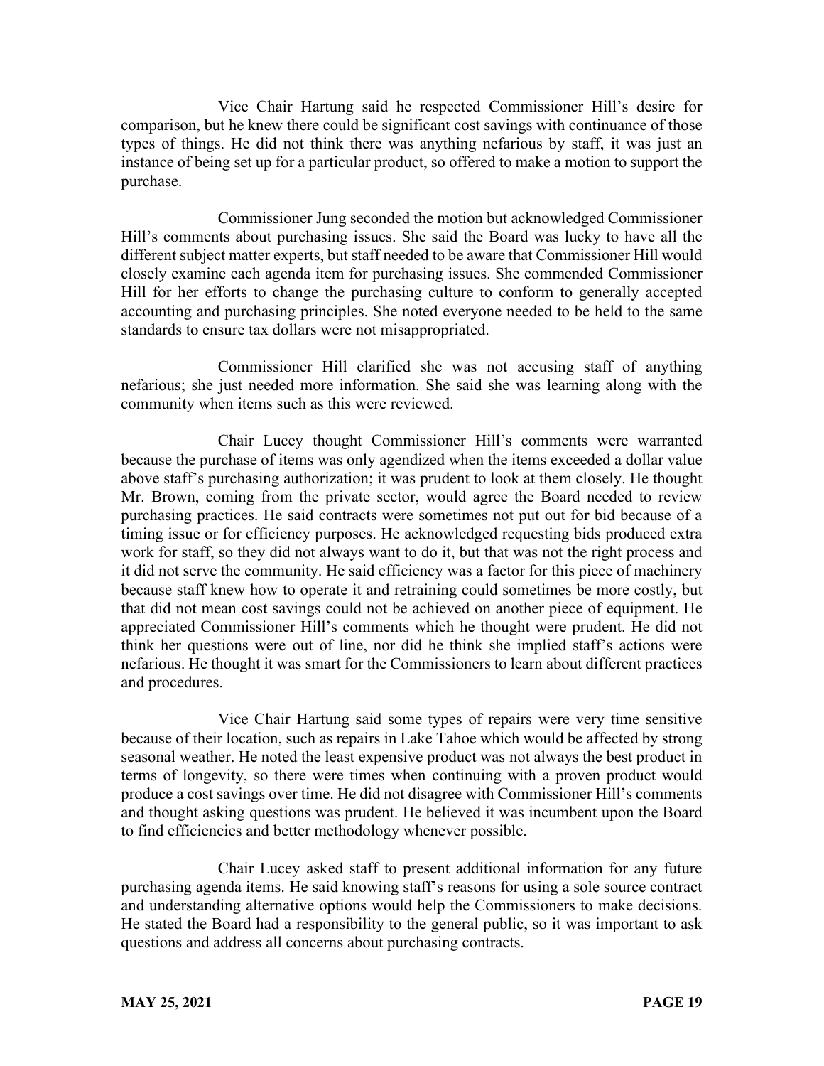Vice Chair Hartung said he respected Commissioner Hill's desire for comparison, but he knew there could be significant cost savings with continuance of those types of things. He did not think there was anything nefarious by staff, it was just an instance of being set up for a particular product, so offered to make a motion to support the purchase.

Commissioner Jung seconded the motion but acknowledged Commissioner Hill's comments about purchasing issues. She said the Board was lucky to have all the different subject matter experts, but staff needed to be aware that Commissioner Hill would closely examine each agenda item for purchasing issues. She commended Commissioner Hill for her efforts to change the purchasing culture to conform to generally accepted accounting and purchasing principles. She noted everyone needed to be held to the same standards to ensure tax dollars were not misappropriated.

Commissioner Hill clarified she was not accusing staff of anything nefarious; she just needed more information. She said she was learning along with the community when items such as this were reviewed.

Chair Lucey thought Commissioner Hill's comments were warranted because the purchase of items was only agendized when the items exceeded a dollar value above staff's purchasing authorization; it was prudent to look at them closely. He thought Mr. Brown, coming from the private sector, would agree the Board needed to review purchasing practices. He said contracts were sometimes not put out for bid because of a timing issue or for efficiency purposes. He acknowledged requesting bids produced extra work for staff, so they did not always want to do it, but that was not the right process and it did not serve the community. He said efficiency was a factor for this piece of machinery because staff knew how to operate it and retraining could sometimes be more costly, but that did not mean cost savings could not be achieved on another piece of equipment. He appreciated Commissioner Hill's comments which he thought were prudent. He did not think her questions were out of line, nor did he think she implied staff's actions were nefarious. He thought it was smart for the Commissioners to learn about different practices and procedures.

Vice Chair Hartung said some types of repairs were very time sensitive because of their location, such as repairs in Lake Tahoe which would be affected by strong seasonal weather. He noted the least expensive product was not always the best product in terms of longevity, so there were times when continuing with a proven product would produce a cost savings over time. He did not disagree with Commissioner Hill's comments and thought asking questions was prudent. He believed it was incumbent upon the Board to find efficiencies and better methodology whenever possible.

Chair Lucey asked staff to present additional information for any future purchasing agenda items. He said knowing staff's reasons for using a sole source contract and understanding alternative options would help the Commissioners to make decisions. He stated the Board had a responsibility to the general public, so it was important to ask questions and address all concerns about purchasing contracts.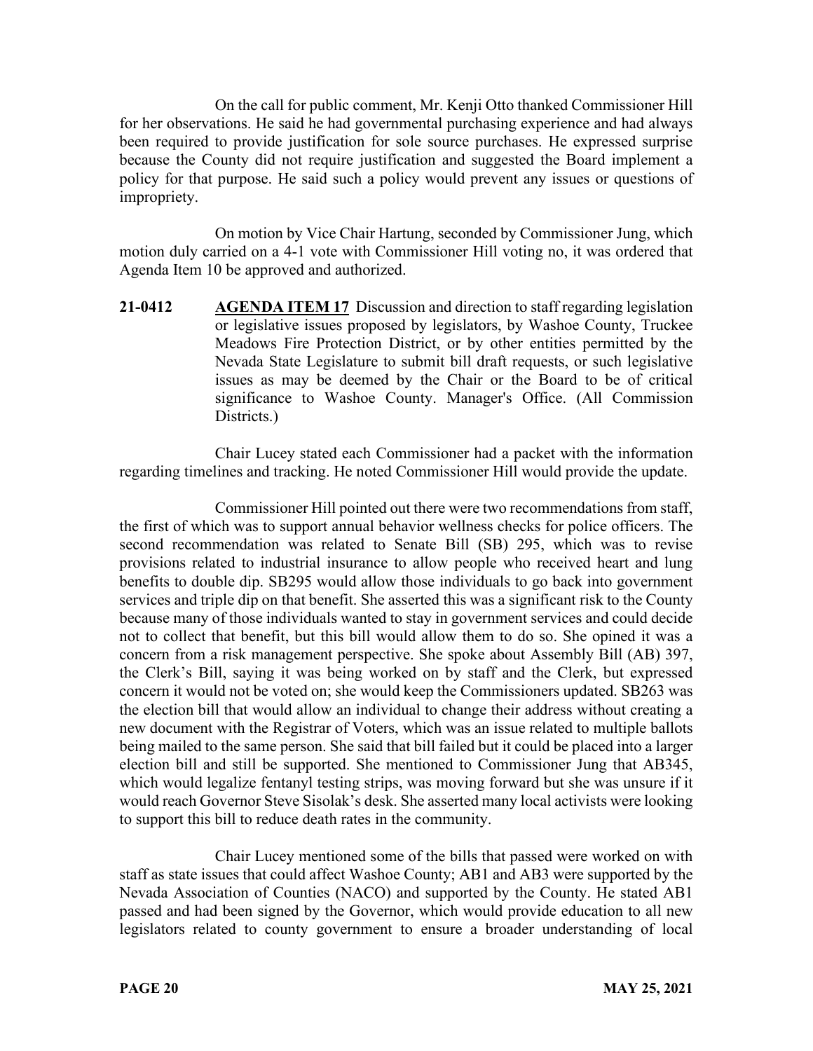On the call for public comment, Mr. Kenji Otto thanked Commissioner Hill for her observations. He said he had governmental purchasing experience and had always been required to provide justification for sole source purchases. He expressed surprise because the County did not require justification and suggested the Board implement a policy for that purpose. He said such a policy would prevent any issues or questions of impropriety.

On motion by Vice Chair Hartung, seconded by Commissioner Jung, which motion duly carried on a 4-1 vote with Commissioner Hill voting no, it was ordered that Agenda Item 10 be approved and authorized.

**21-0412** **AGENDA ITEM 17** Discussion and direction to staff regarding legislation or legislative issues proposed by legislators, by Washoe County, Truckee Meadows Fire Protection District, or by other entities permitted by the Nevada State Legislature to submit bill draft requests, or such legislative issues as may be deemed by the Chair or the Board to be of critical significance to Washoe County. Manager's Office. (All Commission Districts.)

Chair Lucey stated each Commissioner had a packet with the information regarding timelines and tracking. He noted Commissioner Hill would provide the update.

Commissioner Hill pointed out there were two recommendations from staff, the first of which was to support annual behavior wellness checks for police officers. The second recommendation was related to Senate Bill (SB) 295, which was to revise provisions related to industrial insurance to allow people who received heart and lung benefits to double dip. SB295 would allow those individuals to go back into government services and triple dip on that benefit. She asserted this was a significant risk to the County because many of those individuals wanted to stay in government services and could decide not to collect that benefit, but this bill would allow them to do so. She opined it was a concern from a risk management perspective. She spoke about Assembly Bill (AB) 397, the Clerk's Bill, saying it was being worked on by staff and the Clerk, but expressed concern it would not be voted on; she would keep the Commissioners updated. SB263 was the election bill that would allow an individual to change their address without creating a new document with the Registrar of Voters, which was an issue related to multiple ballots being mailed to the same person. She said that bill failed but it could be placed into a larger election bill and still be supported. She mentioned to Commissioner Jung that AB345, which would legalize fentanyl testing strips, was moving forward but she was unsure if it would reach Governor Steve Sisolak's desk. She asserted many local activists were looking to support this bill to reduce death rates in the community.

Chair Lucey mentioned some of the bills that passed were worked on with staff as state issues that could affect Washoe County; AB1 and AB3 were supported by the Nevada Association of Counties (NACO) and supported by the County. He stated AB1 passed and had been signed by the Governor, which would provide education to all new legislators related to county government to ensure a broader understanding of local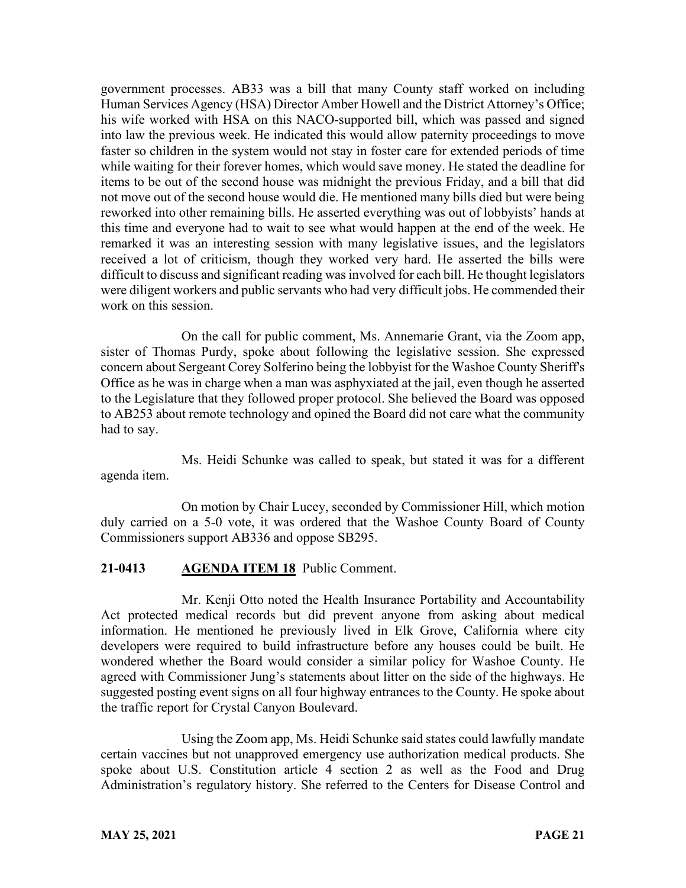government processes. AB33 was a bill that many County staff worked on including Human Services Agency (HSA) Director Amber Howell and the District Attorney's Office; his wife worked with HSA on this NACO-supported bill, which was passed and signed into law the previous week. He indicated this would allow paternity proceedings to move faster so children in the system would not stay in foster care for extended periods of time while waiting for their forever homes, which would save money. He stated the deadline for items to be out of the second house was midnight the previous Friday, and a bill that did not move out of the second house would die. He mentioned many bills died but were being reworked into other remaining bills. He asserted everything was out of lobbyists' hands at this time and everyone had to wait to see what would happen at the end of the week. He remarked it was an interesting session with many legislative issues, and the legislators received a lot of criticism, though they worked very hard. He asserted the bills were difficult to discuss and significant reading was involved for each bill. He thought legislators were diligent workers and public servants who had very difficult jobs. He commended their work on this session.

On the call for public comment, Ms. Annemarie Grant, via the Zoom app, sister of Thomas Purdy, spoke about following the legislative session. She expressed concern about Sergeant Corey Solferino being the lobbyist for the Washoe County Sheriff's Office as he was in charge when a man was asphyxiated at the jail, even though he asserted to the Legislature that they followed proper protocol. She believed the Board was opposed to AB253 about remote technology and opined the Board did not care what the community had to say.

Ms. Heidi Schunke was called to speak, but stated it was for a different agenda item.

On motion by Chair Lucey, seconded by Commissioner Hill, which motion duly carried on a 5-0 vote, it was ordered that the Washoe County Board of County Commissioners support AB336 and oppose SB295.

**21-0413 AGENDA ITEM 18** Public Comment.

Mr. Kenji Otto noted the Health Insurance Portability and Accountability Act protected medical records but did prevent anyone from asking about medical information. He mentioned he previously lived in Elk Grove, California where city developers were required to build infrastructure before any houses could be built. He wondered whether the Board would consider a similar policy for Washoe County. He agreed with Commissioner Jung's statements about litter on the side of the highways. He suggested posting event signs on all four highway entrances to the County. He spoke about the traffic report for Crystal Canyon Boulevard.

Using the Zoom app, Ms. Heidi Schunke said states could lawfully mandate certain vaccines but not unapproved emergency use authorization medical products. She spoke about U.S. Constitution article 4 section 2 as well as the Food and Drug Administration's regulatory history. She referred to the Centers for Disease Control and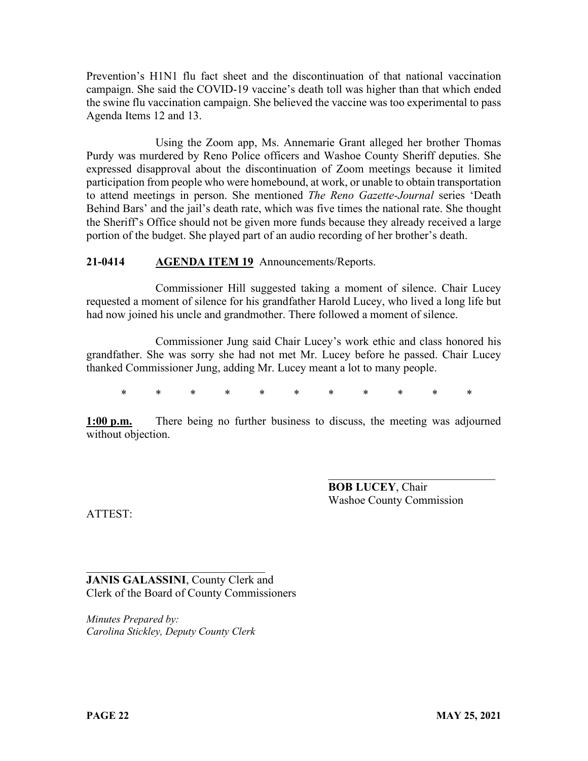Prevention's H1N1 flu fact sheet and the discontinuation of that national vaccination campaign. She said the COVID-19 vaccine's death toll was higher than that which ended the swine flu vaccination campaign. She believed the vaccine was too experimental to pass Agenda Items 12 and 13.

Using the Zoom app, Ms. Annemarie Grant alleged her brother Thomas Purdy was murdered by Reno Police officers and Washoe County Sheriff deputies. She expressed disapproval about the discontinuation of Zoom meetings because it limited participation from people who were homebound, at work, or unable to obtain transportation to attend meetings in person. She mentioned *The Reno Gazette-Journal* series 'Death Behind Bars' and the jail's death rate, which was five times the national rate. She thought the Sheriff's Office should not be given more funds because they already received a large portion of the budget. She played part of an audio recording of her brother's death.

**21-0414 AGENDA ITEM 19** Announcements/Reports.

Commissioner Hill suggested taking a moment of silence. Chair Lucey requested a moment of silence for his grandfather Harold Lucey, who lived a long life but had now joined his uncle and grandmother. There followed a moment of silence.

Commissioner Jung said Chair Lucey's work ethic and class honored his grandfather. She was sorry she had not met Mr. Lucey before he passed. Chair Lucey thanked Commissioner Jung, adding Mr. Lucey meant a lot to many people.

\* \* \* \* \* \* \* \* \* \* \*

**1:00 p.m.** There being no further business to discuss, the meeting was adjourned without objection.

\_\_\_\_\_\_\_\_\_\_\_\_\_\_\_\_\_\_\_\_\_\_\_\_\_\_\_\_

**BOB LUCEY**, Chair
Washoe County Commission

ATTEST:

\_\_\_\_\_\_\_\_\_\_\_\_\_\_\_\_\_\_\_\_\_\_\_\_\_\_\_\_

**JANIS GALASSINI**, County Clerk and
Clerk of the Board of County Commissioners

*Minutes Prepared by:*
*Carolina Stickley, Deputy County Clerk*